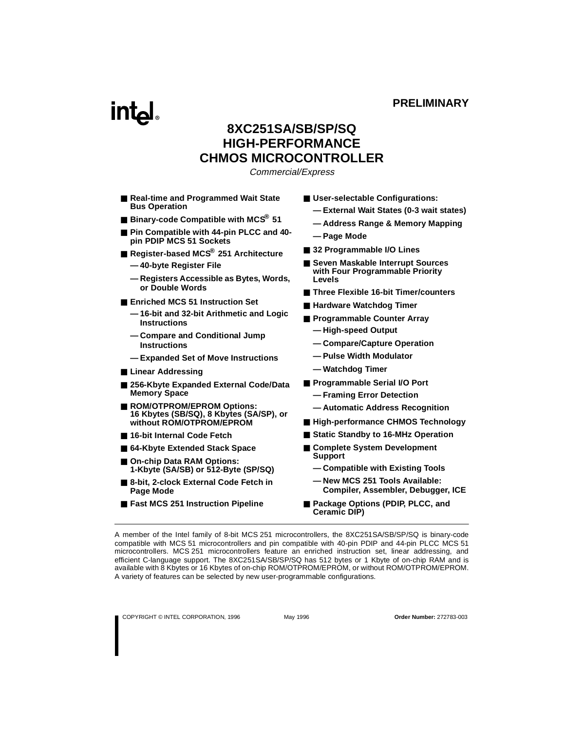**PRELIMINARY**

# 8XC251SA/SB/SP/SQ HIGH-PERFORMANCE CHMOS MICROCONTROLLER

*Commercial/Express*

- **Real-time and Programmed Wait State Bus Operation**
- **Binary-code Compatible with MCS® 51**
- **Pin Compatible with 44-pin PLCC and 40-pin PDIP MCS 51 Sockets**
- **Register-based MCS® 251 Architecture**
  - **40-byte Register File**
  - **Registers Accessible as Bytes, Words, or Double Words**
- **Enriched MCS 51 Instruction Set**
  - **16-bit and 32-bit Arithmetic and Logic Instructions**
  - **Compare and Conditional Jump Instructions**
  - **Expanded Set of Move Instructions**
- **Linear Addressing**
- **256-Kbyte Expanded External Code/Data Memory Space**
- **ROM/OTPROM/EPROM Options: 16 Kbytes (SB/SQ), 8 Kbytes (SA/SP), or without ROM/OTPROM/EPROM**
- **16-bit Internal Code Fetch**
- **64-Kbyte Extended Stack Space**
- **On-chip Data RAM Options: 1-Kbyte (SA/SB) or 512-Byte (SP/SQ)**
- **8-bit, 2-clock External Code Fetch in Page Mode**
- **Fast MCS 251 Instruction Pipeline**
- **User-selectable Configurations:**
  - **External Wait States (0-3 wait states)**
  - **Address Range & Memory Mapping**
  - **Page Mode**
- **32 Programmable I/O Lines**
- **Seven Maskable Interrupt Sources with Four Programmable Priority Levels**
- **Three Flexible 16-bit Timer/counters**
- **Hardware Watchdog Timer**
- **Programmable Counter Array**
  - **High-speed Output**
  - **Compare/Capture Operation**
  - **Pulse Width Modulator**
  - **Watchdog Timer**
- **Programmable Serial I/O Port**
  - **Framing Error Detection**
  - **Automatic Address Recognition**
- **High-performance CHMOS Technology**
- **Static Standby to 16-MHz Operation**
- **Complete System Development Support**
  - **Compatible with Existing Tools**
  - **New MCS 251 Tools Available: Compiler, Assembler, Debugger, ICE**
- **Package Options (PDIP, PLCC, and Ceramic DIP)**

---

A member of the Intel family of 8-bit MCS 251 microcontrollers, the 8XC251SA/SB/SP/SQ is binary-code compatible with MCS 51 microcontrollers and pin compatible with 40-pin PDIP and 44-pin PLCC MCS 51 microcontrollers. MCS 251 microcontrollers feature an enriched instruction set, linear addressing, and efficient C-language support. The 8XC251SA/SB/SP/SQ has 512 bytes or 1 Kbyte of on-chip RAM and is available with 8 Kbytes or 16 Kbytes of on-chip ROM/OTPROM/EPROM, or without ROM/OTPROM/EPROM. A variety of features can be selected by new user-programmable configurations.

COPYRIGHT © INTEL CORPORATION, 1996 May 1996 **Order Number:** 272783-003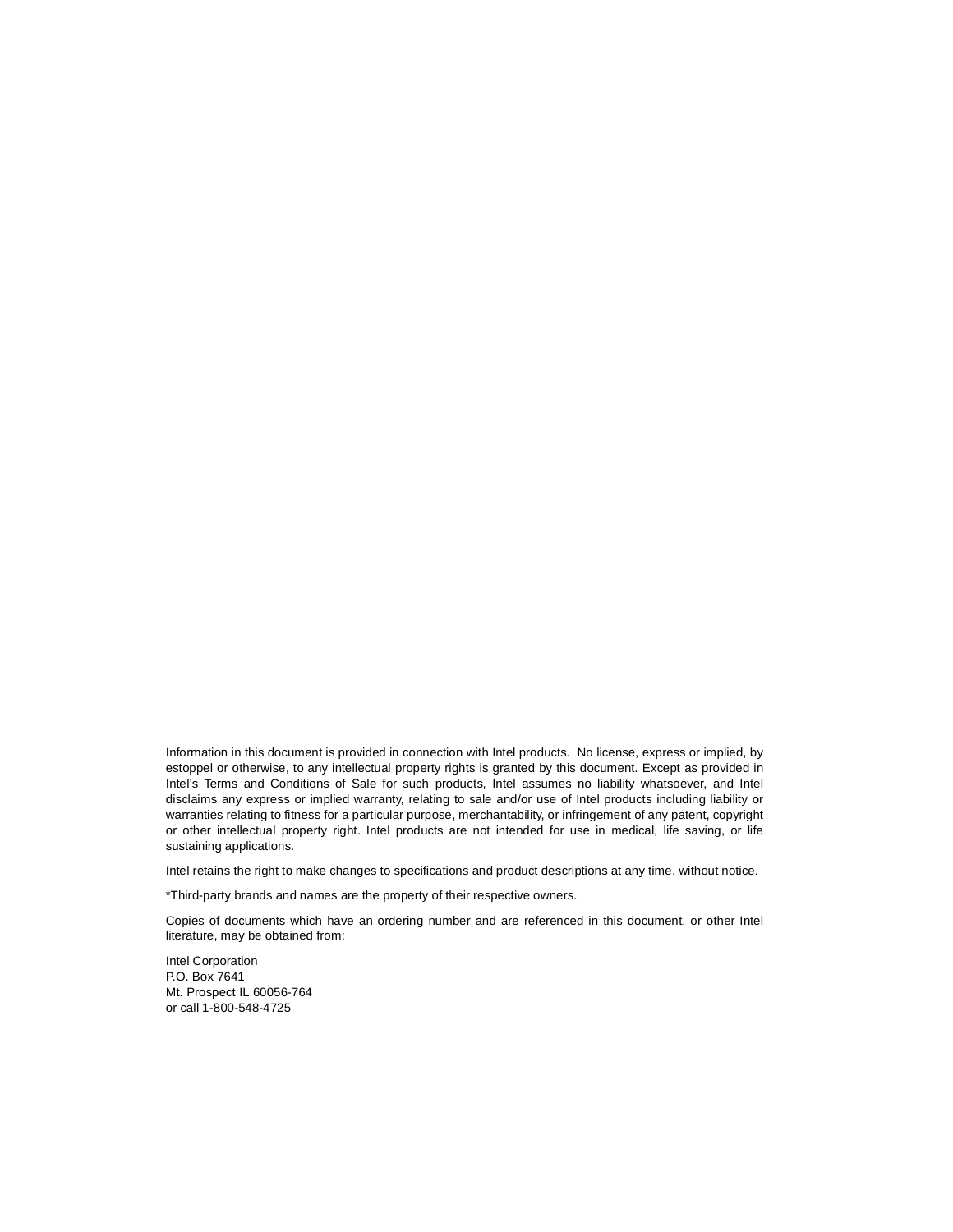Information in this document is provided in connection with Intel products. No license, express or implied, by estoppel or otherwise, to any intellectual property rights is granted by this document. Except as provided in Intel's Terms and Conditions of Sale for such products, Intel assumes no liability whatsoever, and Intel disclaims any express or implied warranty, relating to sale and/or use of Intel products including liability or warranties relating to fitness for a particular purpose, merchantability, or infringement of any patent, copyright or other intellectual property right. Intel products are not intended for use in medical, life saving, or life sustaining applications.

Intel retains the right to make changes to specifications and product descriptions at any time, without notice.

*Third-party brands and names are the property of their respective owners.

Copies of documents which have an ordering number and are referenced in this document, or other Intel literature, may be obtained from:

Intel Corporation  
P.O. Box 7641  
Mt. Prospect IL 60056-764  
or call 1-800-548-4725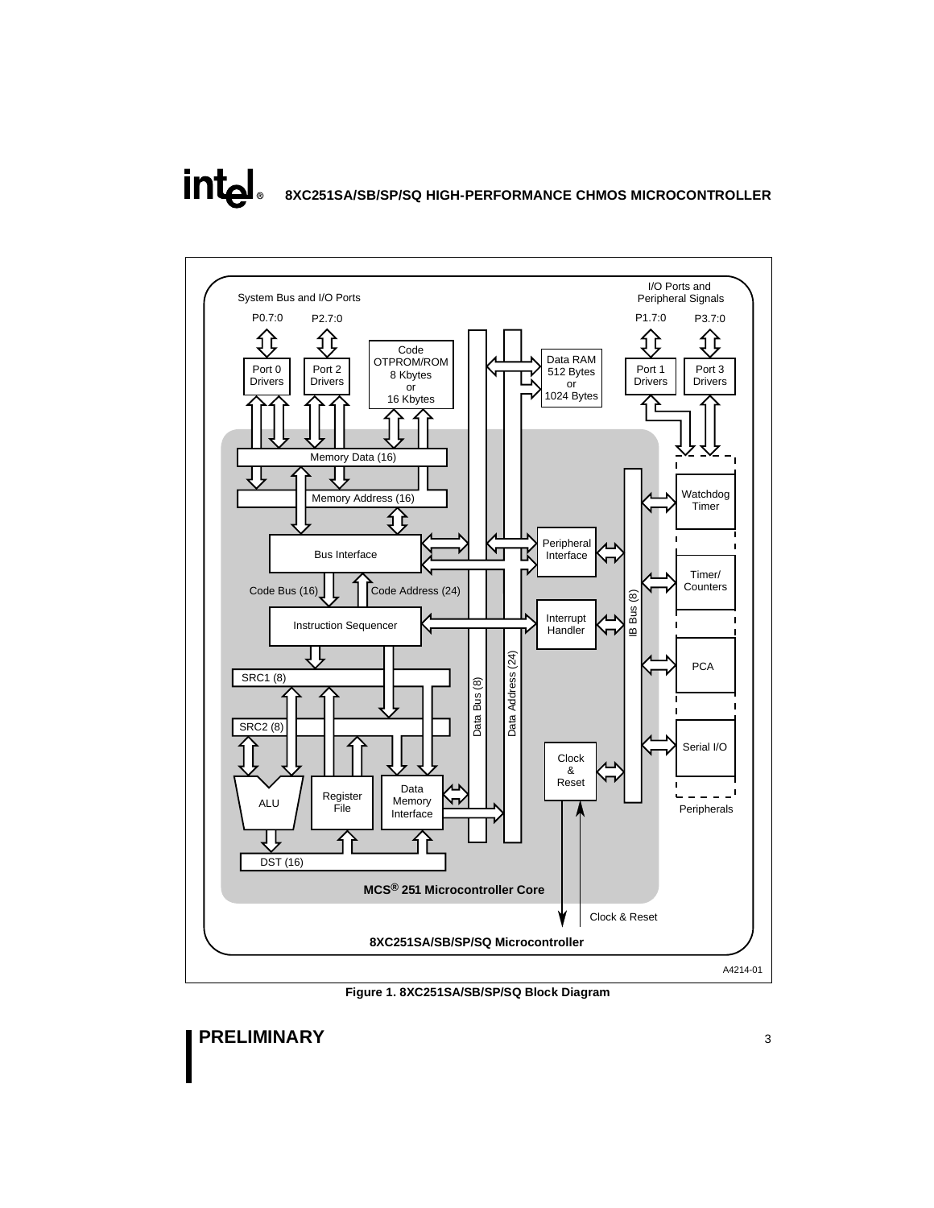**Figure 1. 8XC251SA/SB/SP/SQ Block Diagram**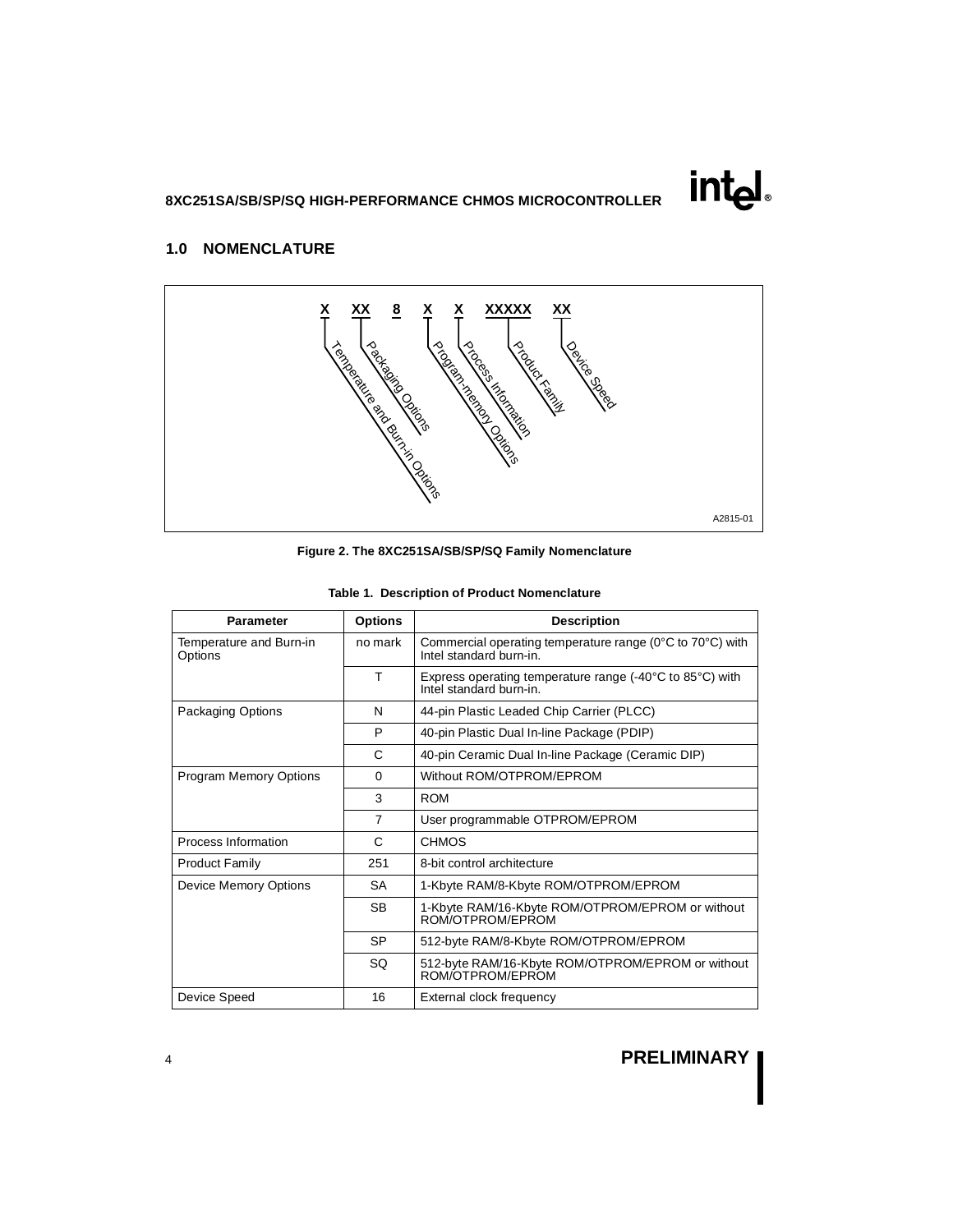## 1.0 NOMENCLATURE

X XX 8 X X XXXXX XX

Temperature and Burn-in Options — Packaging Options — Program-memory Options — Process Information — Product Family — Device Speed

A2815-01

**Figure 2. The 8XC251SA/SB/SP/SQ Family Nomenclature**

**Table 1. Description of Product Nomenclature**

| Parameter | Options | Description |
|---|---|---|
| Temperature and Burn-in Options | no mark | Commercial operating temperature range (0°C to 70°C) with Intel standard burn-in. |
| | T | Express operating temperature range (-40°C to 85°C) with Intel standard burn-in. |
| Packaging Options | N | 44-pin Plastic Leaded Chip Carrier (PLCC) |
| | P | 40-pin Plastic Dual In-line Package (PDIP) |
| | C | 40-pin Ceramic Dual In-line Package (Ceramic DIP) |
| Program Memory Options | 0 | Without ROM/OTPROM/EPROM |
| | 3 | ROM |
| | 7 | User programmable OTPROM/EPROM |
| Process Information | C | CHMOS |
| Product Family | 251 | 8-bit control architecture |
| Device Memory Options | SA | 1-Kbyte RAM/8-Kbyte ROM/OTPROM/EPROM |
| | SB | 1-Kbyte RAM/16-Kbyte ROM/OTPROM/EPROM or without ROM/OTPROM/EPROM |
| | SP | 512-byte RAM/8-Kbyte ROM/OTPROM/EPROM |
| | SQ | 512-byte RAM/16-Kbyte ROM/OTPROM/EPROM or without ROM/OTPROM/EPROM |
| Device Speed | 16 | External clock frequency |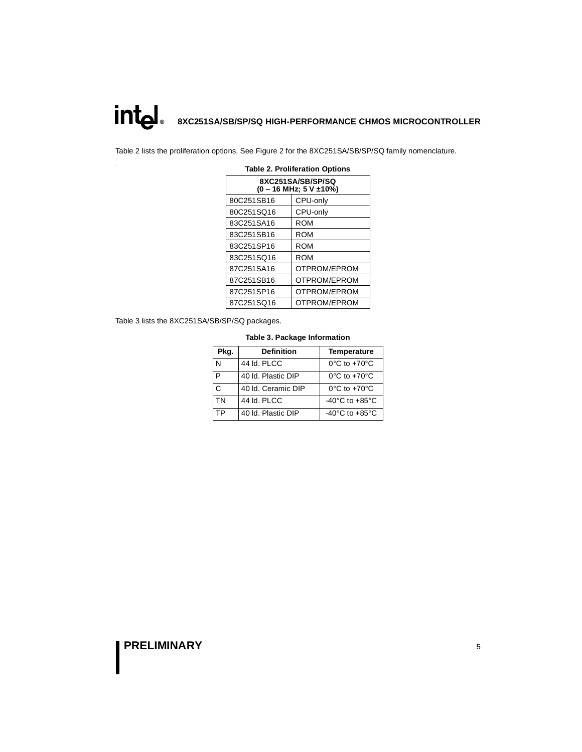Table 2 lists the proliferation options. See Figure 2 for the 8XC251SA/SB/SP/SQ family nomenclature.

**Table 2. Proliferation Options**

| 8XC251SA/SB/SP/SQ (0 – 16 MHz; 5 V ±10%) | |
|---|---|
| 80C251SB16 | CPU-only |
| 80C251SQ16 | CPU-only |
| 83C251SA16 | ROM |
| 83C251SB16 | ROM |
| 83C251SP16 | ROM |
| 83C251SQ16 | ROM |
| 87C251SA16 | OTPROM/EPROM |
| 87C251SB16 | OTPROM/EPROM |
| 87C251SP16 | OTPROM/EPROM |
| 87C251SQ16 | OTPROM/EPROM |

Table 3 lists the 8XC251SA/SB/SP/SQ packages.

**Table 3. Package Information**

| Pkg. | Definition | Temperature |
|---|---|---|
| N | 44 ld. PLCC | 0°C to +70°C |
| P | 40 ld. Plastic DIP | 0°C to +70°C |
| C | 40 ld. Ceramic DIP | 0°C to +70°C |
| TN | 44 ld. PLCC | -40°C to +85°C |
| TP | 40 ld. Plastic DIP | -40°C to +85°C |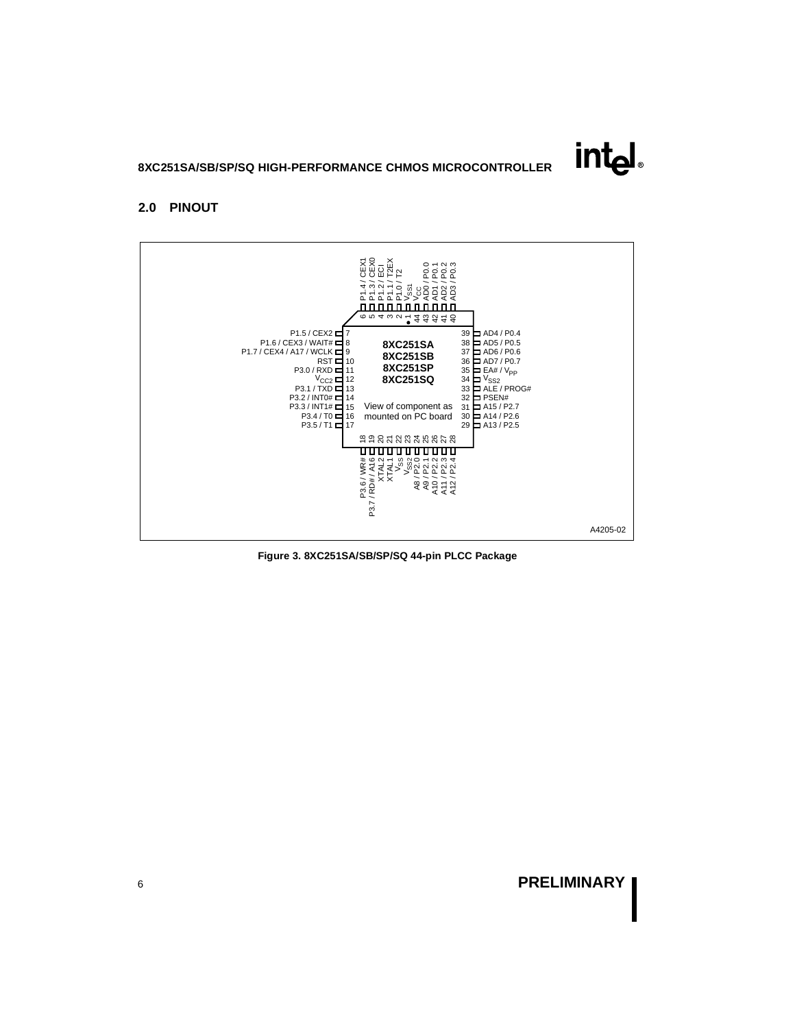## 2.0 PINOUT

| Pin | Function |
|---|---|
| 1 | $V_{SS1}$ |
| 2 | P1.0 / T2 |
| 3 | P1.1 / T2EX |
| 4 | P1.2 / ECI |
| 5 | P1.3 / CEX0 |
| 6 | P1.4 / CEX1 |
| 7 | P1.5 / CEX2 |
| 8 | P1.6 / CEX3 / WAIT# |
| 9 | P1.7 / CEX4 / A17 / WCLK |
| 10 | RST |
| 11 | P3.0 / RXD |
| 12 | $V_{CC2}$ |
| 13 | P3.1 / TXD |
| 14 | P3.2 / INT0# |
| 15 | P3.3 / INT1# |
| 16 | P3.4 / T0 |
| 17 | P3.5 / T1 |
| 18 | P3.6 / WR# |
| 19 | P3.7 / RD# / A16 |
| 20 | XTAL2 |
| 21 | XTAL1 |
| 22 | $V_{SS}$ |
| 23 | $V_{SS2}$ |
| 24 | A8 / P2.0 |
| 25 | A9 / P2.1 |
| 26 | A10 / P2.2 |
| 27 | A11 / P2.3 |
| 28 | A12 / P2.4 |
| 29 | A13 / P2.5 |
| 30 | A14 / P2.6 |
| 31 | A15 / P2.7 |
| 32 | PSEN# |
| 33 | ALE / PROG# |
| 34 | $V_{SS2}$ |
| 35 | EA# / $V_{PP}$ |
| 36 | AD7 / P0.7 |
| 37 | AD6 / P0.6 |
| 38 | AD5 / P0.5 |
| 39 | AD4 / P0.4 |
| 40 | AD3 / P0.3 |
| 41 | AD2 / P0.2 |
| 42 | AD1 / P0.1 |
| 43 | AD0 / P0.0 |
| 44 | $V_{CC}$ |

8XC251SA
8XC251SB
8XC251SP
8XC251SQ

View of component as mounted on PC board

A4205-02

**Figure 3. 8XC251SA/SB/SP/SQ 44-pin PLCC Package**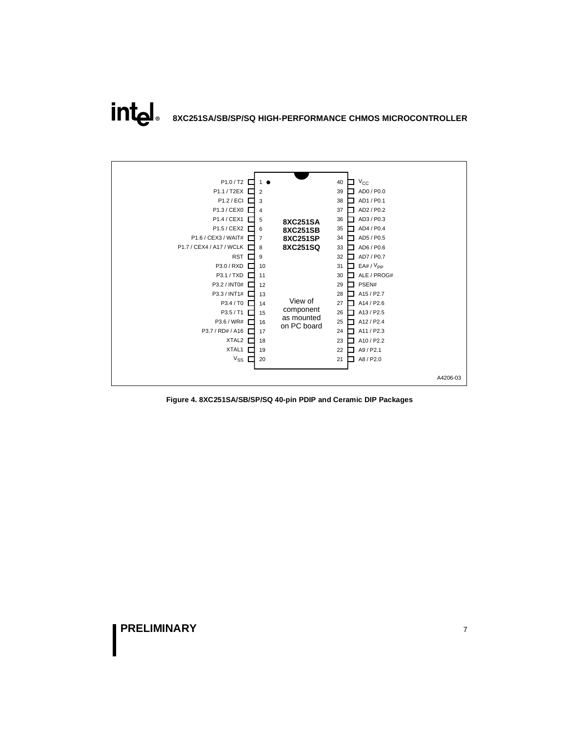| Pin Function | Pin | | Pin | Pin Function |
|---|---|---|---|---|
| P1.0 / T2 | 1 | | 40 | $V_{CC}$ |
| P1.1 / T2EX | 2 | | 39 | AD0 / P0.0 |
| P1.2 / ECI | 3 | | 38 | AD1 / P0.1 |
| P1.3 / CEX0 | 4 | | 37 | AD2 / P0.2 |
| P1.4 / CEX1 | 5 | | 36 | AD3 / P0.3 |
| P1.5 / CEX2 | 6 | | 35 | AD4 / P0.4 |
| P1.6 / CEX3 / WAIT# | 7 | | 34 | AD5 / P0.5 |
| P1.7 / CEX4 / A17 / WCLK | 8 | | 33 | AD6 / P0.6 |
| RST | 9 | | 32 | AD7 / P0.7 |
| P3.0 / RXD | 10 | | 31 | EA# / $V_{PP}$ |
| P3.1 / TXD | 11 | | 30 | ALE / PROG# |
| P3.2 / INT0# | 12 | | 29 | PSEN# |
| P3.3 / INT1# | 13 | | 28 | A15 / P2.7 |
| P3.4 / T0 | 14 | | 27 | A14 / P2.6 |
| P3.5 / T1 | 15 | | 26 | A13 / P2.5 |
| P3.6 / WR# | 16 | | 25 | A12 / P2.4 |
| P3.7 / RD# / A16 | 17 | | 24 | A11 / P2.3 |
| XTAL2 | 18 | | 23 | A10 / P2.2 |
| XTAL1 | 19 | | 22 | A9 / P2.1 |
| $V_{SS}$ | 20 | | 21 | A8 / P2.0 |

**8XC251SA**
**8XC251SB**
**8XC251SP**
**8XC251SQ**

View of component as mounted on PC board

A4206-03

**Figure 4. 8XC251SA/SB/SP/SQ 40-pin PDIP and Ceramic DIP Packages**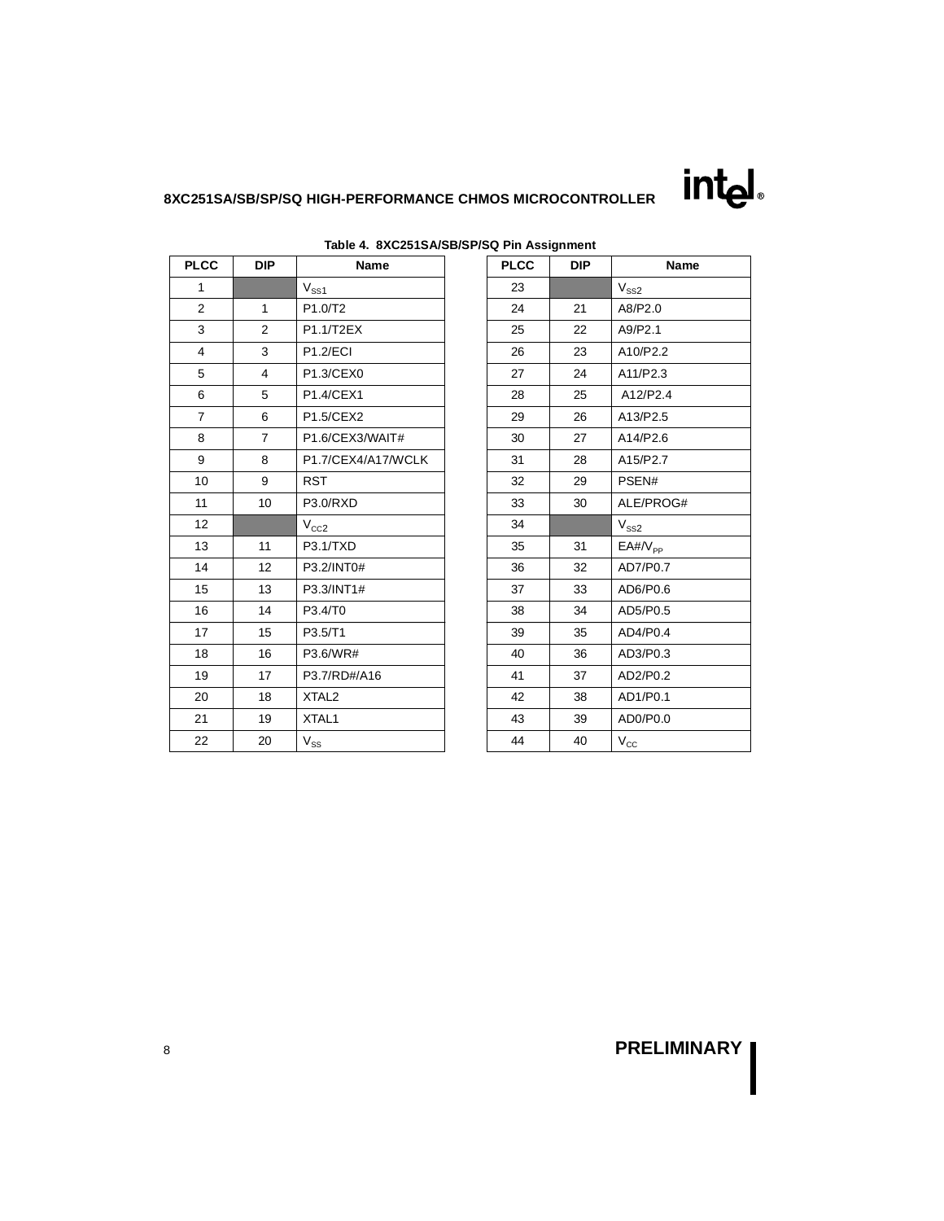Table 4. 8XC251SA/SB/SP/SQ Pin Assignment

| PLCC | DIP | Name |
|---|---|---|
| 1 | | $V_{SS1}$ |
| 2 | 1 | P1.0/T2 |
| 3 | 2 | P1.1/T2EX |
| 4 | 3 | P1.2/ECI |
| 5 | 4 | P1.3/CEX0 |
| 6 | 5 | P1.4/CEX1 |
| 7 | 6 | P1.5/CEX2 |
| 8 | 7 | P1.6/CEX3/WAIT# |
| 9 | 8 | P1.7/CEX4/A17/WCLK |
| 10 | 9 | RST |
| 11 | 10 | P3.0/RXD |
| 12 | | $V_{CC2}$ |
| 13 | 11 | P3.1/TXD |
| 14 | 12 | P3.2/INT0# |
| 15 | 13 | P3.3/INT1# |
| 16 | 14 | P3.4/T0 |
| 17 | 15 | P3.5/T1 |
| 18 | 16 | P3.6/WR# |
| 19 | 17 | P3.7/RD#/A16 |
| 20 | 18 | XTAL2 |
| 21 | 19 | XTAL1 |
| 22 | 20 | $V_{SS}$ |

| PLCC | DIP | Name |
|---|---|---|
| 23 | | $V_{SS2}$ |
| 24 | 21 | A8/P2.0 |
| 25 | 22 | A9/P2.1 |
| 26 | 23 | A10/P2.2 |
| 27 | 24 | A11/P2.3 |
| 28 | 25 | A12/P2.4 |
| 29 | 26 | A13/P2.5 |
| 30 | 27 | A14/P2.6 |
| 31 | 28 | A15/P2.7 |
| 32 | 29 | PSEN# |
| 33 | 30 | ALE/PROG# |
| 34 | | $V_{SS2}$ |
| 35 | 31 | EA#/$V_{PP}$ |
| 36 | 32 | AD7/P0.7 |
| 37 | 33 | AD6/P0.6 |
| 38 | 34 | AD5/P0.5 |
| 39 | 35 | AD4/P0.4 |
| 40 | 36 | AD3/P0.3 |
| 41 | 37 | AD2/P0.2 |
| 42 | 38 | AD1/P0.1 |
| 43 | 39 | AD0/P0.0 |
| 44 | 40 | $V_{CC}$ |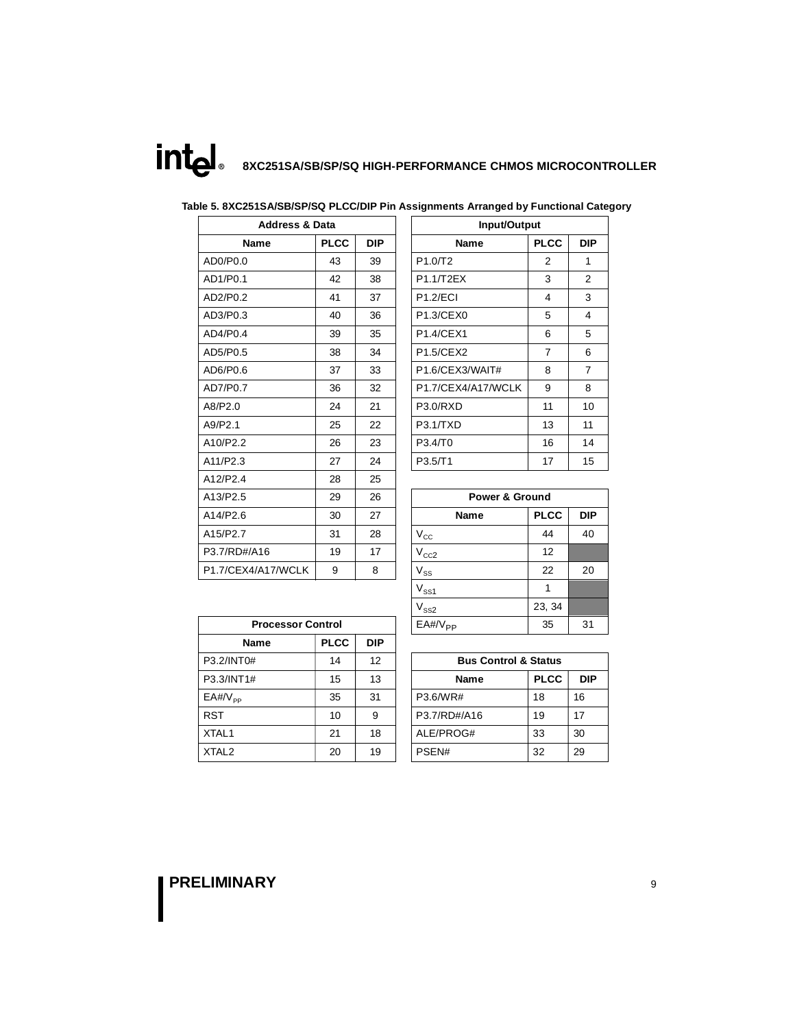**Table 5. 8XC251SA/SB/SP/SQ PLCC/DIP Pin Assignments Arranged by Functional Category**

| Address & Data | | |
|---|---|---|
| **Name** | **PLCC** | **DIP** |
| AD0/P0.0 | 43 | 39 |
| AD1/P0.1 | 42 | 38 |
| AD2/P0.2 | 41 | 37 |
| AD3/P0.3 | 40 | 36 |
| AD4/P0.4 | 39 | 35 |
| AD5/P0.5 | 38 | 34 |
| AD6/P0.6 | 37 | 33 |
| AD7/P0.7 | 36 | 32 |
| A8/P2.0 | 24 | 21 |
| A9/P2.1 | 25 | 22 |
| A10/P2.2 | 26 | 23 |
| A11/P2.3 | 27 | 24 |
| A12/P2.4 | 28 | 25 |
| A13/P2.5 | 29 | 26 |
| A14/P2.6 | 30 | 27 |
| A15/P2.7 | 31 | 28 |
| P3.7/RD#/A16 | 19 | 17 |
| P1.7/CEX4/A17/WCLK | 9 | 8 |

| Processor Control | | |
|---|---|---|
| **Name** | **PLCC** | **DIP** |
| P3.2/INT0# | 14 | 12 |
| P3.3/INT1# | 15 | 13 |
| EA#/$V_{PP}$ | 35 | 31 |
| RST | 10 | 9 |
| XTAL1 | 21 | 18 |
| XTAL2 | 20 | 19 |

| Input/Output | | |
|---|---|---|
| **Name** | **PLCC** | **DIP** |
| P1.0/T2 | 2 | 1 |
| P1.1/T2EX | 3 | 2 |
| P1.2/ECI | 4 | 3 |
| P1.3/CEX0 | 5 | 4 |
| P1.4/CEX1 | 6 | 5 |
| P1.5/CEX2 | 7 | 6 |
| P1.6/CEX3/WAIT# | 8 | 7 |
| P1.7/CEX4/A17/WCLK | 9 | 8 |
| P3.0/RXD | 11 | 10 |
| P3.1/TXD | 13 | 11 |
| P3.4/T0 | 16 | 14 |
| P3.5/T1 | 17 | 15 |

| Power & Ground | | |
|---|---|---|
| **Name** | **PLCC** | **DIP** |
| $V_{CC}$ | 44 | 40 |
| $V_{CC2}$ | 12 | |
| $V_{SS}$ | 22 | 20 |
| $V_{SS1}$ | 1 | |
| $V_{SS2}$ | 23, 34 | |
| EA#/$V_{PP}$ | 35 | 31 |

| Bus Control & Status | | |
|---|---|---|
| **Name** | **PLCC** | **DIP** |
| P3.6/WR# | 18 | 16 |
| P3.7/RD#/A16 | 19 | 17 |
| ALE/PROG# | 33 | 30 |
| PSEN# | 32 | 29 |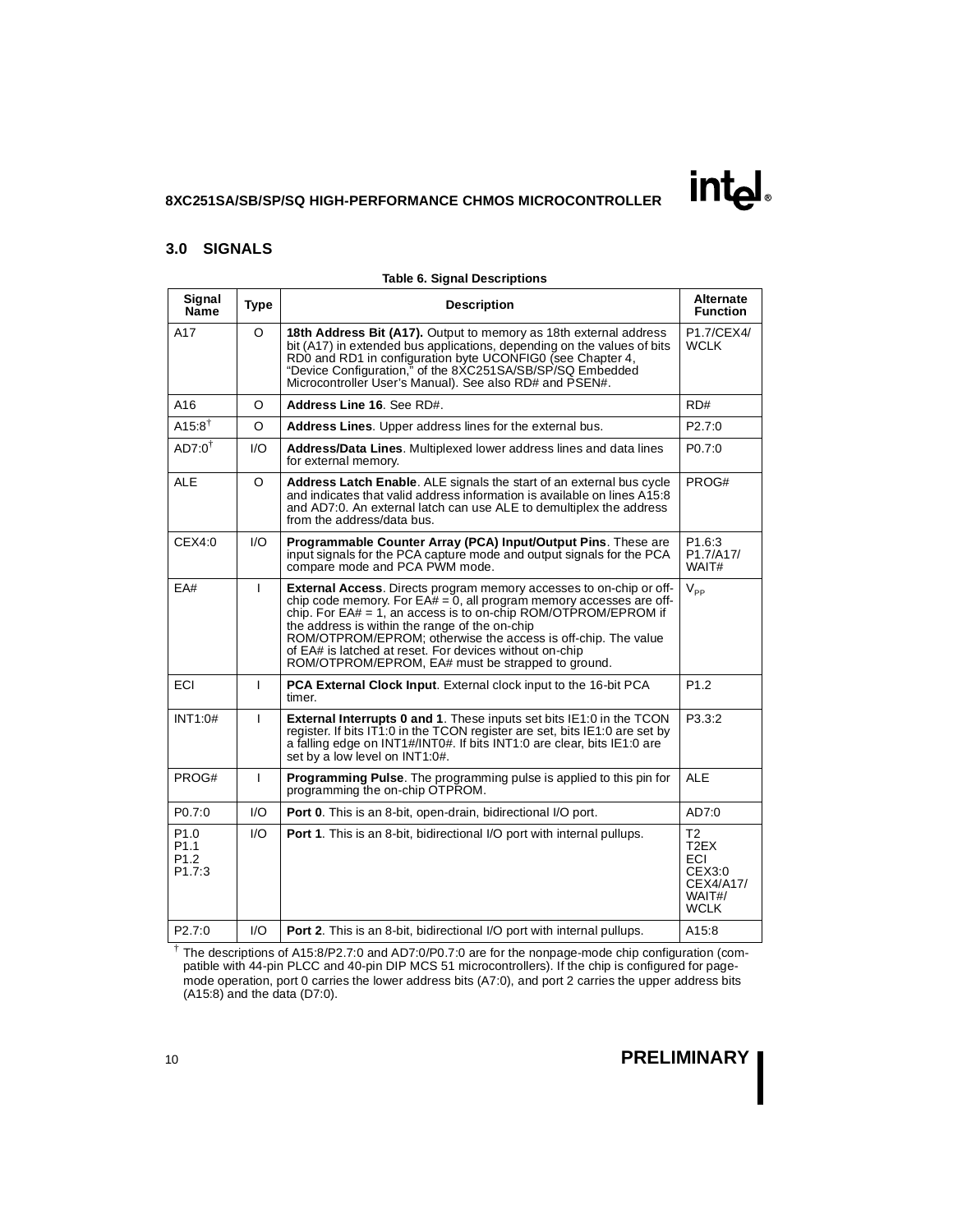## 3.0 SIGNALS

**Table 6. Signal Descriptions**

| Signal Name | Type | Description | Alternate Function |
|---|---|---|---|
| A17 | O | **18th Address Bit (A17).** Output to memory as 18th external address bit (A17) in extended bus applications, depending on the values of bits RD0 and RD1 in configuration byte UCONFIG0 (see Chapter 4, "Device Configuration," of the 8XC251SA/SB/SP/SQ Embedded Microcontroller User's Manual). See also RD# and PSEN#. | P1.7/CEX4/ WCLK |
| A16 | O | **Address Line 16**. See RD#. | RD# |
| A15:8[†] | O | **Address Lines**. Upper address lines for the external bus. | P2.7:0 |
| AD7:0[†] | I/O | **Address/Data Lines**. Multiplexed lower address lines and data lines for external memory. | P0.7:0 |
| ALE | O | **Address Latch Enable**. ALE signals the start of an external bus cycle and indicates that valid address information is available on lines A15:8 and AD7:0. An external latch can use ALE to demultiplex the address from the address/data bus. | PROG# |
| CEX4:0 | I/O | **Programmable Counter Array (PCA) Input/Output Pins**. These are input signals for the PCA capture mode and output signals for the PCA compare mode and PCA PWM mode. | P1.6:3 P1.7/A17/ WAIT# |
| EA# | I | **External Access**. Directs program memory accesses to on-chip or off-chip code memory. For EA# = 0, all program memory accesses are off-chip. For EA# = 1, an access is to on-chip ROM/OTPROM/EPROM if the address is within the range of the on-chip ROM/OTPROM/EPROM; otherwise the access is off-chip. The value of EA# is latched at reset. For devices without on-chip ROM/OTPROM/EPROM, EA# must be strapped to ground. | $V_{PP}$ |
| ECI | I | **PCA External Clock Input**. External clock input to the 16-bit PCA timer. | P1.2 |
| INT1:0# | I | **External Interrupts 0 and 1**. These inputs set bits IE1:0 in the TCON register. If bits IT1:0 in the TCON register are set, bits IE1:0 are set by a falling edge on INT1#/INT0#. If bits INT1:0 are clear, bits IE1:0 are set by a low level on INT1:0#. | P3.3:2 |
| PROG# | I | **Programming Pulse**. The programming pulse is applied to this pin for programming the on-chip OTPROM. | ALE |
| P0.7:0 | I/O | **Port 0**. This is an 8-bit, open-drain, bidirectional I/O port. | AD7:0 |
| P1.0 P1.1 P1.2 P1.7:3 | I/O | **Port 1**. This is an 8-bit, bidirectional I/O port with internal pullups. | T2 T2EX ECI CEX3:0 CEX4/A17/ WAIT#/ WCLK |
| P2.7:0 | I/O | **Port 2**. This is an 8-bit, bidirectional I/O port with internal pullups. | A15:8 |

[†] The descriptions of A15:8/P2.7:0 and AD7:0/P0.7:0 are for the nonpage-mode chip configuration (compatible with 44-pin PLCC and 40-pin DIP MCS 51 microcontrollers). If the chip is configured for page-mode operation, port 0 carries the lower address bits (A7:0), and port 2 carries the upper address bits (A15:8) and the data (D7:0).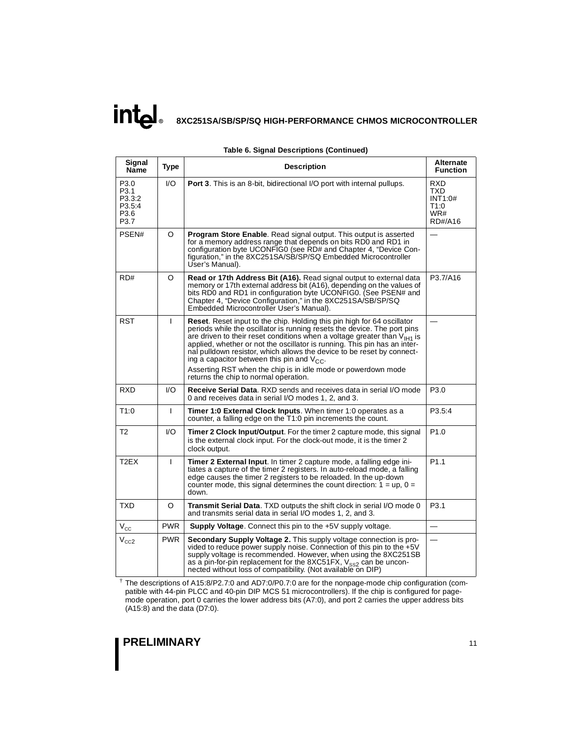**Table 6. Signal Descriptions (Continued)**

| Signal Name | Type | Description | Alternate Function |
|---|---|---|---|
| P3.0<br>P3.1<br>P3.3:2<br>P3.5:4<br>P3.6<br>P3.7 | I/O | **Port 3**. This is an 8-bit, bidirectional I/O port with internal pullups. | RXD<br>TXD<br>INT1:0#<br>T1:0<br>WR#<br>RD#/A16 |
| PSEN# | O | **Program Store Enable**. Read signal output. This output is asserted for a memory address range that depends on bits RD0 and RD1 in configuration byte UCONFIG0 (see RD# and Chapter 4, "Device Configuration," in the 8XC251SA/SB/SP/SQ Embedded Microcontroller User's Manual). | — |
| RD# | O | **Read or 17th Address Bit (A16).** Read signal output to external data memory or 17th external address bit (A16), depending on the values of bits RD0 and RD1 in configuration byte UCONFIG0. (See PSEN# and Chapter 4, "Device Configuration," in the 8XC251SA/SB/SP/SQ Embedded Microcontroller User's Manual). | P3.7/A16 |
| RST | I | **Reset**. Reset input to the chip. Holding this pin high for 64 oscillator periods while the oscillator is running resets the device. The port pins are driven to their reset conditions when a voltage greater than $V_{IH1}$ is applied, whether or not the oscillator is running. This pin has an internal pulldown resistor, which allows the device to be reset by connecting a capacitor between this pin and $V_{CC}$.<br>Asserting RST when the chip is in idle mode or powerdown mode returns the chip to normal operation. | — |
| RXD | I/O | **Receive Serial Data**. RXD sends and receives data in serial I/O mode 0 and receives data in serial I/O modes 1, 2, and 3. | P3.0 |
| T1:0 | I | **Timer 1:0 External Clock Inputs**. When timer 1:0 operates as a counter, a falling edge on the T1:0 pin increments the count. | P3.5:4 |
| T2 | I/O | **Timer 2 Clock Input/Output**. For the timer 2 capture mode, this signal is the external clock input. For the clock-out mode, it is the timer 2 clock output. | P1.0 |
| T2EX | I | **Timer 2 External Input**. In timer 2 capture mode, a falling edge initiates a capture of the timer 2 registers. In auto-reload mode, a falling edge causes the timer 2 registers to be reloaded. In the up-down counter mode, this signal determines the count direction: 1 = up, 0 = down. | P1.1 |
| TXD | O | **Transmit Serial Data**. TXD outputs the shift clock in serial I/O mode 0 and transmits serial data in serial I/O modes 1, 2, and 3. | P3.1 |
| $V_{CC}$ | PWR | **Supply Voltage**. Connect this pin to the +5V supply voltage. | — |
| $V_{CC2}$ | PWR | **Secondary Supply Voltage 2.** This supply voltage connection is provided to reduce power supply noise. Connection of this pin to the +5V supply voltage is recommended. However, when using the 8XC251SB as a pin-for-pin replacement for the 8XC51FX, $V_{SS2}$ can be unconnected without loss of compatibility. (Not available on DIP) | — |

† The descriptions of A15:8/P2.7:0 and AD7:0/P0.7:0 are for the nonpage-mode chip configuration (compatible with 44-pin PLCC and 40-pin DIP MCS 51 microcontrollers). If the chip is configured for page-mode operation, port 0 carries the lower address bits (A7:0), and port 2 carries the upper address bits (A15:8) and the data (D7:0).

**PRELIMINARY**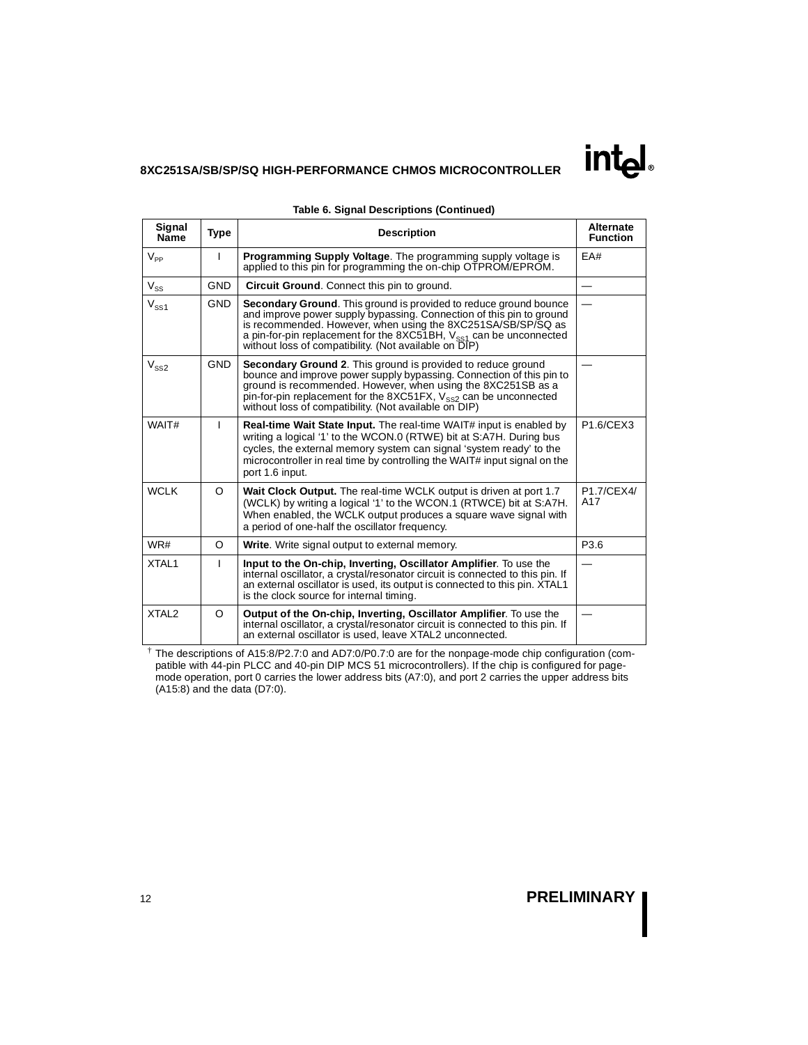**Table 6. Signal Descriptions (Continued)**

| Signal Name | Type | Description | Alternate Function |
|---|---|---|---|
| $V_{PP}$ | I | **Programming Supply Voltage**. The programming supply voltage is applied to this pin for programming the on-chip OTPROM/EPROM. | EA# |
| $V_{SS}$ | GND | **Circuit Ground**. Connect this pin to ground. | — |
| $V_{SS1}$ | GND | **Secondary Ground**. This ground is provided to reduce ground bounce and improve power supply bypassing. Connection of this pin to ground is recommended. However, when using the 8XC251SA/SB/SP/SQ as a pin-for-pin replacement for the 8XC51BH, $V_{SS1}$ can be unconnected without loss of compatibility. (Not available on DIP) | — |
| $V_{SS2}$ | GND | **Secondary Ground 2**. This ground is provided to reduce ground bounce and improve power supply bypassing. Connection of this pin to ground is recommended. However, when using the 8XC251SB as a pin-for-pin replacement for the 8XC51FX, $V_{SS2}$ can be unconnected without loss of compatibility. (Not available on DIP) | — |
| WAIT# | I | **Real-time Wait State Input.** The real-time WAIT# input is enabled by writing a logical '1' to the WCON.0 (RTWE) bit at S:A7H. During bus cycles, the external memory system can signal 'system ready' to the microcontroller in real time by controlling the WAIT# input signal on the port 1.6 input. | P1.6/CEX3 |
| WCLK | O | **Wait Clock Output.** The real-time WCLK output is driven at port 1.7 (WCLK) by writing a logical '1' to the WCON.1 (RTWCE) bit at S:A7H. When enabled, the WCLK output produces a square wave signal with a period of one-half the oscillator frequency. | P1.7/CEX4/ A17 |
| WR# | O | **Write**. Write signal output to external memory. | P3.6 |
| XTAL1 | I | **Input to the On-chip, Inverting, Oscillator Amplifier**. To use the internal oscillator, a crystal/resonator circuit is connected to this pin. If an external oscillator is used, its output is connected to this pin. XTAL1 is the clock source for internal timing. | — |
| XTAL2 | O | **Output of the On-chip, Inverting, Oscillator Amplifier**. To use the internal oscillator, a crystal/resonator circuit is connected to this pin. If an external oscillator is used, leave XTAL2 unconnected. | — |

† The descriptions of A15:8/P2.7:0 and AD7:0/P0.7:0 are for the nonpage-mode chip configuration (compatible with 44-pin PLCC and 40-pin DIP MCS 51 microcontrollers). If the chip is configured for page-mode operation, port 0 carries the lower address bits (A7:0), and port 2 carries the upper address bits (A15:8) and the data (D7:0).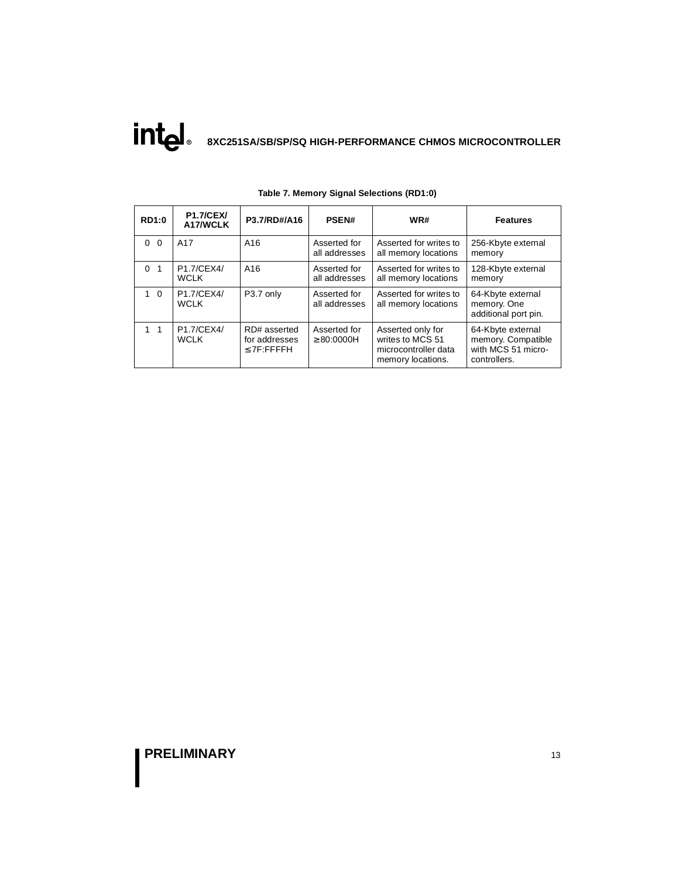**Table 7. Memory Signal Selections (RD1:0)**

| RD1:0 | P1.7/CEX/ A17/WCLK | P3.7/RD#/A16 | PSEN# | WR# | Features |
|---|---|---|---|---|---|
| 0 0 | A17 | A16 | Asserted for all addresses | Asserted for writes to all memory locations | 256-Kbyte external memory |
| 0 1 | P1.7/CEX4/ WCLK | A16 | Asserted for all addresses | Asserted for writes to all memory locations | 128-Kbyte external memory |
| 1 0 | P1.7/CEX4/ WCLK | P3.7 only | Asserted for all addresses | Asserted for writes to all memory locations | 64-Kbyte external memory. One additional port pin. |
| 1 1 | P1.7/CEX4/ WCLK | RD# asserted for addresses ≤ 7F:FFFFH | Asserted for ≥ 80:0000H | Asserted only for writes to MCS 51 microcontroller data memory locations. | 64-Kbyte external memory. Compatible with MCS 51 micro-controllers. |

**PRELIMINARY**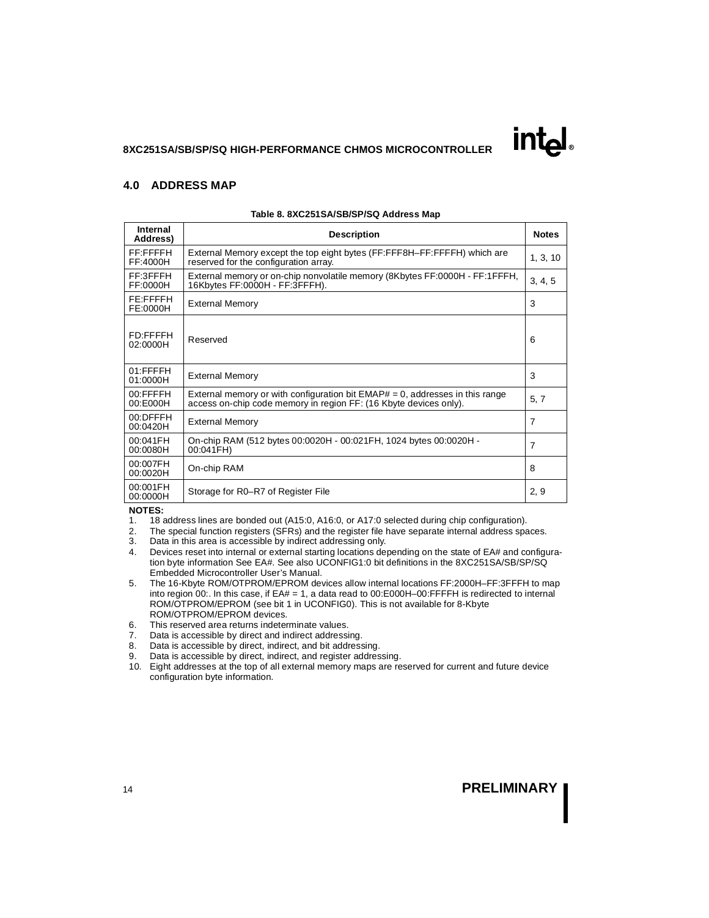## 4.0 ADDRESS MAP

**Table 8. 8XC251SA/SB/SP/SQ Address Map**

| Internal Address) | Description | Notes |
|---|---|---|
| FF:FFFFH<br>FF:4000H | External Memory except the top eight bytes (FF:FFF8H–FF:FFFFH) which are reserved for the configuration array. | 1, 3, 10 |
| FF:3FFFH<br>FF:0000H | External memory or on-chip nonvolatile memory (8Kbytes FF:0000H - FF:1FFFH, 16Kbytes FF:0000H - FF:3FFFH). | 3, 4, 5 |
| FE:FFFFH<br>FE:0000H | External Memory | 3 |
| FD:FFFFH<br>02:0000H | Reserved | 6 |
| 01:FFFFH<br>01:0000H | External Memory | 3 |
| 00:FFFFH<br>00:E000H | External memory or with configuration bit EMAP# = 0, addresses in this range access on-chip code memory in region FF: (16 Kbyte devices only). | 5, 7 |
| 00:DFFFH<br>00:0420H | External Memory | 7 |
| 00:041FH<br>00:0080H | On-chip RAM (512 bytes 00:0020H - 00:021FH, 1024 bytes 00:0020H - 00:041FH) | 7 |
| 00:007FH<br>00:0020H | On-chip RAM | 8 |
| 00:001FH<br>00:0000H | Storage for R0–R7 of Register File | 2, 9 |

**NOTES:**

1. 18 address lines are bonded out (A15:0, A16:0, or A17:0 selected during chip configuration).
2. The special function registers (SFRs) and the register file have separate internal address spaces.
3. Data in this area is accessible by indirect addressing only.
4. Devices reset into internal or external starting locations depending on the state of EA# and configuration byte information See EA#. See also UCONFIG1:0 bit definitions in the 8XC251SA/SB/SP/SQ Embedded Microcontroller User's Manual.
5. The 16-Kbyte ROM/OTPROM/EPROM devices allow internal locations FF:2000H–FF:3FFFH to map into region 00:. In this case, if EA# = 1, a data read to 00:E000H–00:FFFFH is redirected to internal ROM/OTPROM/EPROM (see bit 1 in UCONFIG0). This is not available for 8-Kbyte ROM/OTPROM/EPROM devices.
6. This reserved area returns indeterminate values.
7. Data is accessible by direct and indirect addressing.
8. Data is accessible by direct, indirect, and bit addressing.
9. Data is accessible by direct, indirect, and register addressing.
10. Eight addresses at the top of all external memory maps are reserved for current and future device configuration byte information.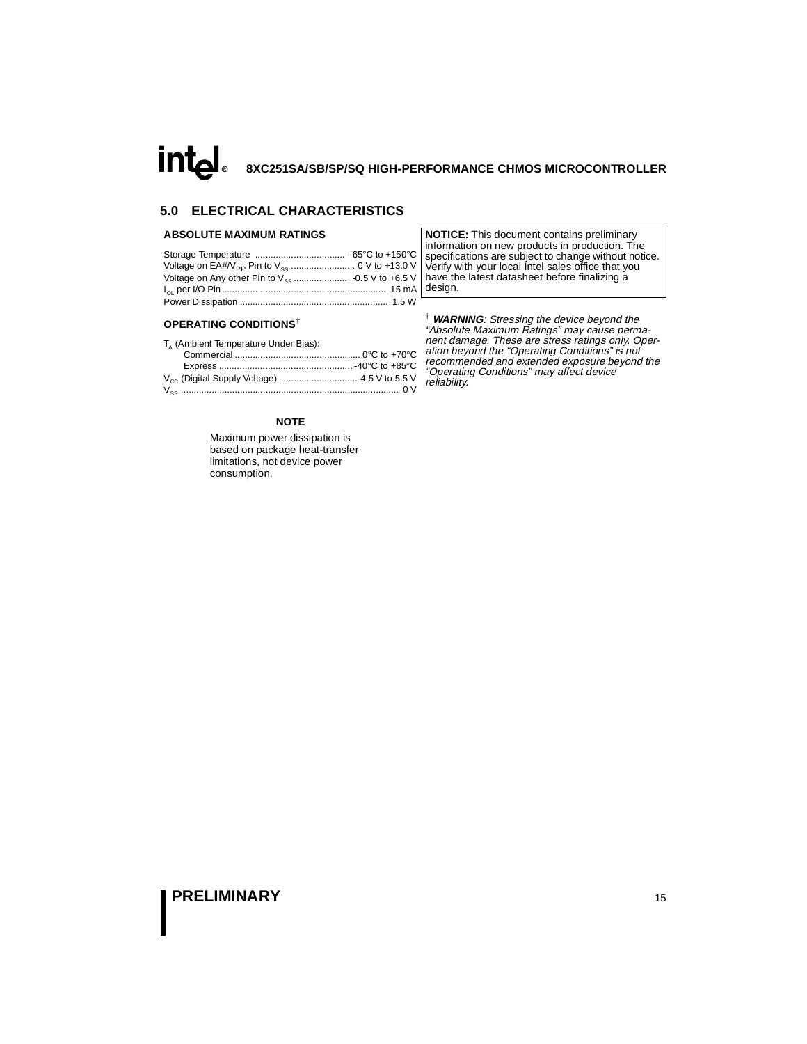## 5.0 ELECTRICAL CHARACTERISTICS

### ABSOLUTE MAXIMUM RATINGS

| | |
|---|---|
| Storage Temperature | -65°C to +150°C |
| Voltage on EA#/$V_{PP}$ Pin to $V_{SS}$ | 0 V to +13.0 V |
| Voltage on Any other Pin to $V_{SS}$ | -0.5 V to +6.5 V |
| $I_{OL}$ per I/O Pin | 15 mA |
| Power Dissipation | 1.5 W |

### OPERATING CONDITIONS†

| | |
|---|---|
| $T_A$ (Ambient Temperature Under Bias): | |
| Commercial | 0°C to +70°C |
| Express | -40°C to +85°C |
| $V_{CC}$ (Digital Supply Voltage) | 4.5 V to 5.5 V |
| $V_{SS}$ | 0 V |

**NOTE**

Maximum power dissipation is based on package heat-transfer limitations, not device power consumption.

**NOTICE:** This document contains preliminary information on new products in production. The specifications are subject to change without notice. Verify with your local Intel sales office that you have the latest datasheet before finalizing a design.

† ***WARNING****: Stressing the device beyond the "Absolute Maximum Ratings" may cause permanent damage. These are stress ratings only. Operation beyond the "Operating Conditions" is not recommended and extended exposure beyond the "Operating Conditions" may affect device reliability.*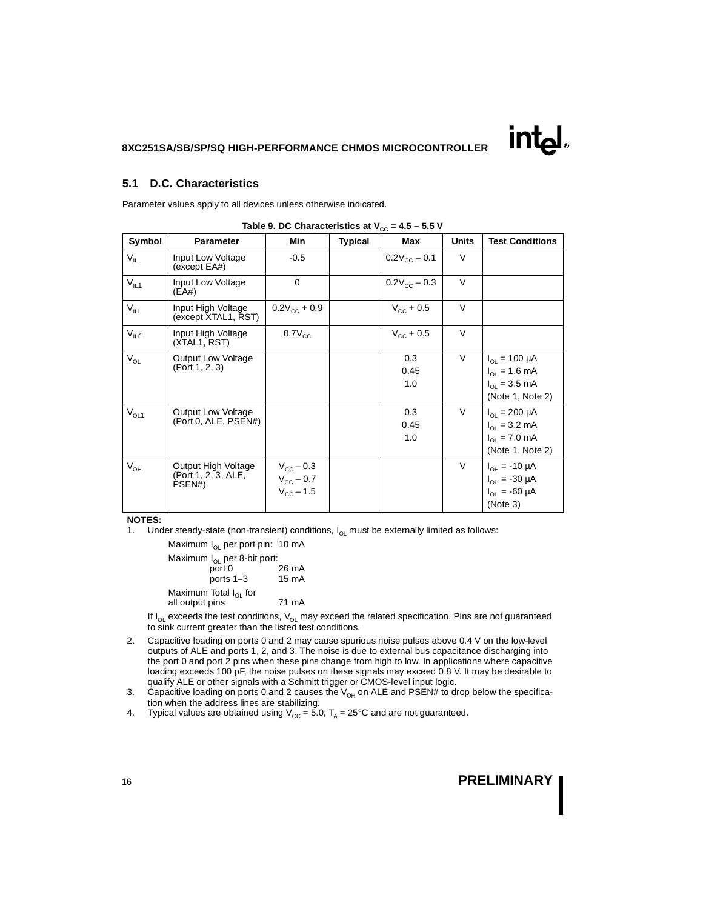## 5.1 D.C. Characteristics

Parameter values apply to all devices unless otherwise indicated.

**Table 9. DC Characteristics at $V_{CC}$ = 4.5 – 5.5 V**

| Symbol | Parameter | Min | Typical | Max | Units | Test Conditions |
|---|---|---|---|---|---|---|
| $V_{IL}$ | Input Low Voltage (except EA#) | -0.5 | | $0.2V_{CC} – 0.1$ | V | |
| $V_{IL1}$ | Input Low Voltage (EA#) | 0 | | $0.2V_{CC} – 0.3$ | V | |
| $V_{IH}$ | Input High Voltage (except XTAL1, RST) | $0.2V_{CC} + 0.9$ | | $V_{CC} + 0.5$ | V | |
| $V_{IH1}$ | Input High Voltage (XTAL1, RST) | $0.7V_{CC}$ | | $V_{CC} + 0.5$ | V | |
| $V_{OL}$ | Output Low Voltage (Port 1, 2, 3) | | | 0.3<br>0.45<br>1.0 | V | $I_{OL}$ = 100 µA<br>$I_{OL}$ = 1.6 mA<br>$I_{OL}$ = 3.5 mA<br>(Note 1, Note 2) |
| $V_{OL1}$ | Output Low Voltage (Port 0, ALE, PSEN#) | | | 0.3<br>0.45<br>1.0 | V | $I_{OL}$ = 200 µA<br>$I_{OL}$ = 3.2 mA<br>$I_{OL}$ = 7.0 mA<br>(Note 1, Note 2) |
| $V_{OH}$ | Output High Voltage (Port 1, 2, 3, ALE, PSEN#) | $V_{CC} – 0.3$<br>$V_{CC} – 0.7$<br>$V_{CC} – 1.5$ | | | V | $I_{OH}$ = -10 µA<br>$I_{OH}$ = -30 µA<br>$I_{OH}$ = -60 µA<br>(Note 3) |

**NOTES:**

1. Under steady-state (non-transient) conditions, $I_{OL}$ must be externally limited as follows:

   Maximum $I_{OL}$ per port pin: 10 mA

   Maximum $I_{OL}$ per 8-bit port:
   - port 0 — 26 mA
   - ports 1–3 — 15 mA

   Maximum Total $I_{OL}$ for all output pins — 71 mA

   If $I_{OL}$ exceeds the test conditions, $V_{OL}$ may exceed the related specification. Pins are not guaranteed to sink current greater than the listed test conditions.

2. Capacitive loading on ports 0 and 2 may cause spurious noise pulses above 0.4 V on the low-level outputs of ALE and ports 1, 2, and 3. The noise is due to external bus capacitance discharging into the port 0 and port 2 pins when these pins change from high to low. In applications where capacitive loading exceeds 100 pF, the noise pulses on these signals may exceed 0.8 V. It may be desirable to qualify ALE or other signals with a Schmitt trigger or CMOS-level input logic.
3. Capacitive loading on ports 0 and 2 causes the $V_{OH}$ on ALE and PSEN# to drop below the specification when the address lines are stabilizing.
4. Typical values are obtained using $V_{CC}$ = 5.0, $T_A$ = 25°C and are not guaranteed.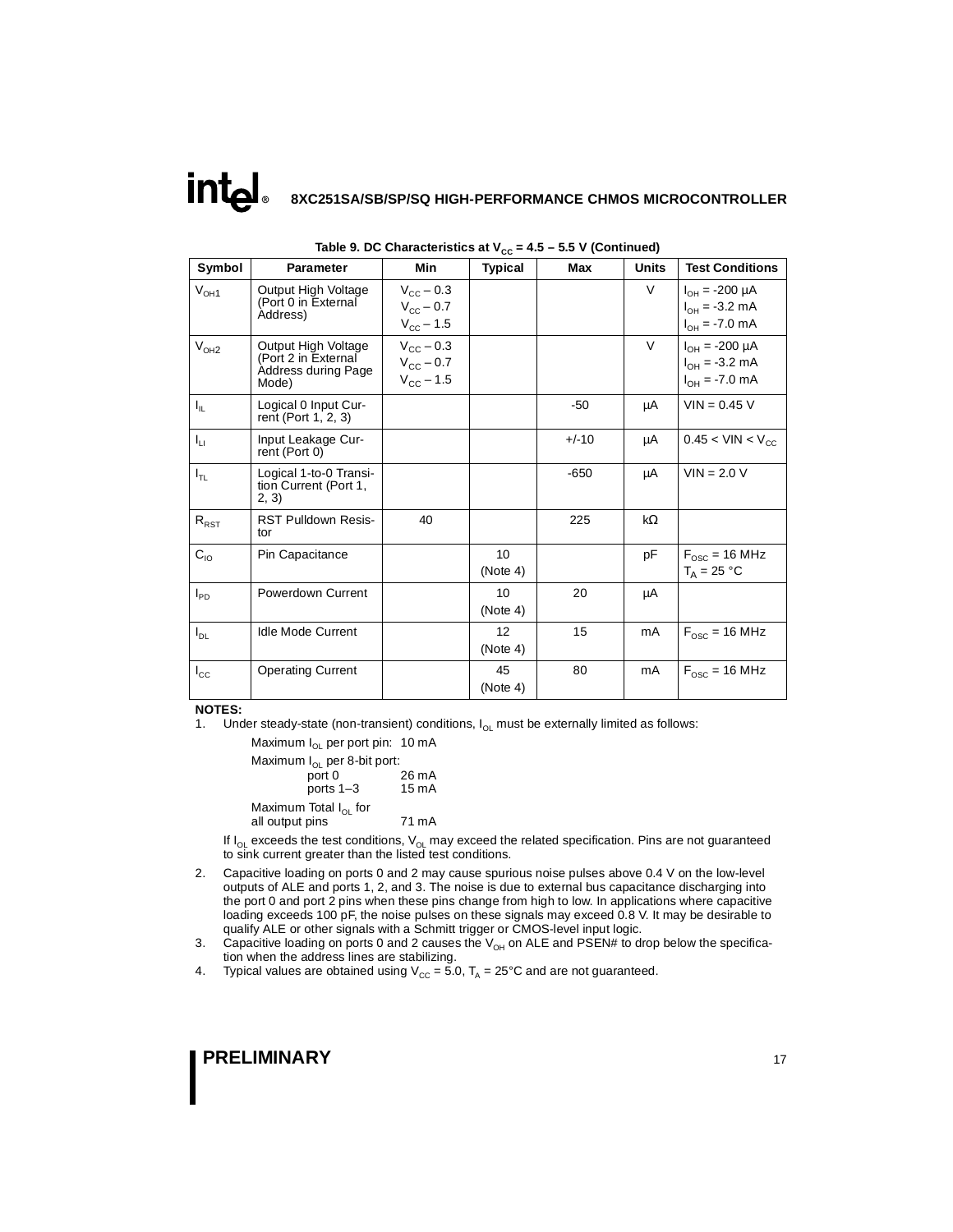**Table 9. DC Characteristics at $V_{CC}$ = 4.5 – 5.5 V (Continued)**

| Symbol | Parameter | Min | Typical | Max | Units | Test Conditions |
|---|---|---|---|---|---|---|
| $V_{OH1}$ | Output High Voltage (Port 0 in External Address) | $V_{CC} - 0.3$<br>$V_{CC} - 0.7$<br>$V_{CC} - 1.5$ | | | V | $I_{OH}$ = -200 µA<br>$I_{OH}$ = -3.2 mA<br>$I_{OH}$ = -7.0 mA |
| $V_{OH2}$ | Output High Voltage (Port 2 in External Address during Page Mode) | $V_{CC} - 0.3$<br>$V_{CC} - 0.7$<br>$V_{CC} - 1.5$ | | | V | $I_{OH}$ = -200 µA<br>$I_{OH}$ = -3.2 mA<br>$I_{OH}$ = -7.0 mA |
| $I_{IL}$ | Logical 0 Input Current (Port 1, 2, 3) | | | -50 | µA | VIN = 0.45 V |
| $I_{LI}$ | Input Leakage Current (Port 0) | | | +/-10 | µA | 0.45 < VIN < $V_{CC}$ |
| $I_{TL}$ | Logical 1-to-0 Transition Current (Port 1, 2, 3) | | | -650 | µA | VIN = 2.0 V |
| $R_{RST}$ | RST Pulldown Resistor | 40 | | 225 | kΩ | |
| $C_{IO}$ | Pin Capacitance | | 10 (Note 4) | | pF | $F_{OSC}$ = 16 MHz<br>$T_A$ = 25 °C |
| $I_{PD}$ | Powerdown Current | | 10 (Note 4) | 20 | µA | |
| $I_{DL}$ | Idle Mode Current | | 12 (Note 4) | 15 | mA | $F_{OSC}$ = 16 MHz |
| $I_{CC}$ | Operating Current | | 45 (Note 4) | 80 | mA | $F_{OSC}$ = 16 MHz |

**NOTES:**

1. Under steady-state (non-transient) conditions, $I_{OL}$ must be externally limited as follows:

   Maximum $I_{OL}$ per port pin: 10 mA

   Maximum $I_{OL}$ per 8-bit port:
   - port 0: 26 mA
   - ports 1–3: 15 mA

   Maximum Total $I_{OL}$ for all output pins: 71 mA

   If $I_{OL}$ exceeds the test conditions, $V_{OL}$ may exceed the related specification. Pins are not guaranteed to sink current greater than the listed test conditions.

2. Capacitive loading on ports 0 and 2 may cause spurious noise pulses above 0.4 V on the low-level outputs of ALE and ports 1, 2, and 3. The noise is due to external bus capacitance discharging into the port 0 and port 2 pins when these pins change from high to low. In applications where capacitive loading exceeds 100 pF, the noise pulses on these signals may exceed 0.8 V. It may be desirable to qualify ALE or other signals with a Schmitt trigger or CMOS-level input logic.
3. Capacitive loading on ports 0 and 2 causes the $V_{OH}$ on ALE and PSEN# to drop below the specification when the address lines are stabilizing.
4. Typical values are obtained using $V_{CC}$ = 5.0, $T_A$ = 25°C and are not guaranteed.

**PRELIMINARY**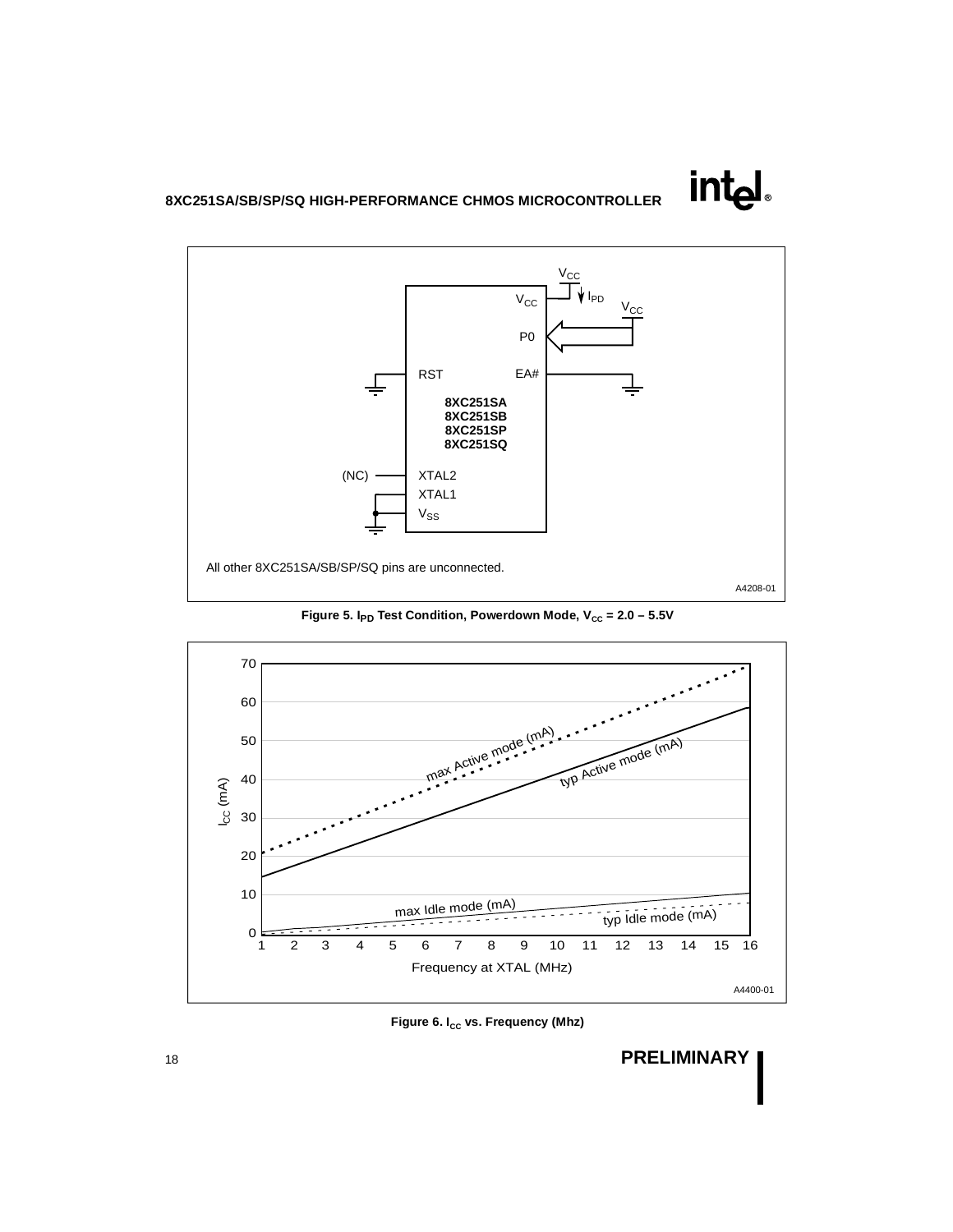All other 8XC251SA/SB/SP/SQ pins are unconnected.

A4208-01

**Figure 5. $I_{PD}$ Test Condition, Powerdown Mode, $V_{CC}$ = 2.0 – 5.5V**

A4400-01

**Figure 6. $I_{CC}$ vs. Frequency (Mhz)**

**PRELIMINARY**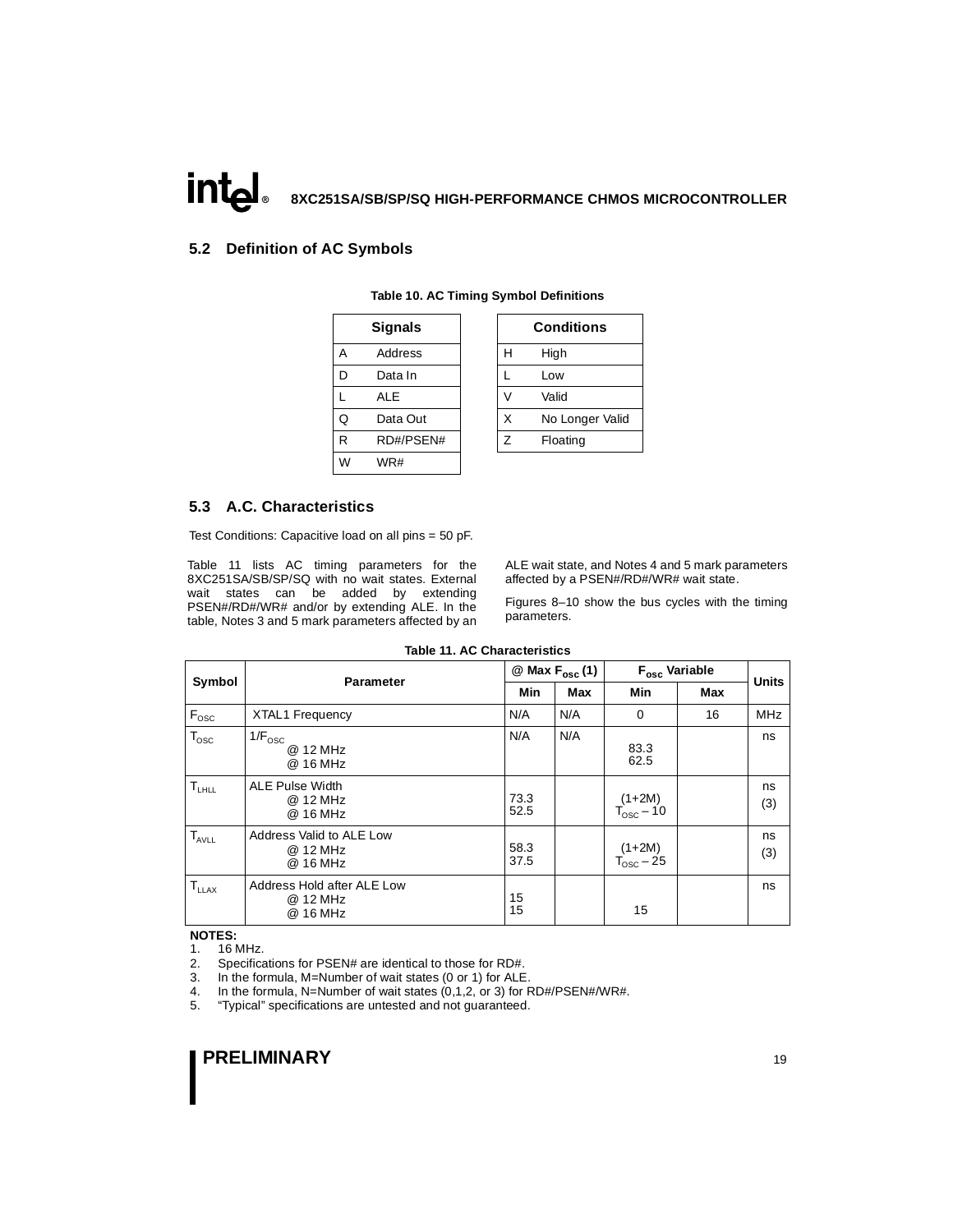## 5.2 Definition of AC Symbols

**Table 10. AC Timing Symbol Definitions**

| Signals | |
|---|---|
| A | Address |
| D | Data In |
| L | ALE |
| Q | Data Out |
| R | RD#/PSEN# |
| W | WR# |

| Conditions | |
|---|---|
| H | High |
| L | Low |
| V | Valid |
| X | No Longer Valid |
| Z | Floating |

## 5.3 A.C. Characteristics

Test Conditions: Capacitive load on all pins = 50 pF.

Table 11 lists AC timing parameters for the 8XC251SA/SB/SP/SQ with no wait states. External wait states can be added by extending PSEN#/RD#/WR# and/or by extending ALE. In the table, Notes 3 and 5 mark parameters affected by an ALE wait state, and Notes 4 and 5 mark parameters affected by a PSEN#/RD#/WR# wait state.

Figures 8–10 show the bus cycles with the timing parameters.

**Table 11. AC Characteristics**

| Symbol | Parameter | @ Max $F_{osc}$ (1) | | $F_{osc}$ Variable | | Units |
|---|---|---|---|---|---|---|
| | | Min | Max | Min | Max | |
| $F_{OSC}$ | XTAL1 Frequency | N/A | N/A | 0 | 16 | MHz |
| $T_{OSC}$ | $1/F_{OSC}$ @ 12 MHz @ 16 MHz | N/A | N/A | 83.3 62.5 | | ns |
| $T_{LHLL}$ | ALE Pulse Width @ 12 MHz @ 16 MHz | 73.3 52.5 | | $(1+2M) T_{OSC} - 10$ | | ns (3) |
| $T_{AVLL}$ | Address Valid to ALE Low @ 12 MHz @ 16 MHz | 58.3 37.5 | | $(1+2M) T_{OSC} - 25$ | | ns (3) |
| $T_{LLAX}$ | Address Hold after ALE Low @ 12 MHz @ 16 MHz | 15 15 | | 15 | | ns |

**NOTES:**
1. 16 MHz.
2. Specifications for PSEN# are identical to those for RD#.
3. In the formula, M=Number of wait states (0 or 1) for ALE.
4. In the formula, N=Number of wait states (0,1,2, or 3) for RD#/PSEN#/WR#.
5. "Typical" specifications are untested and not guaranteed.

**PRELIMINARY**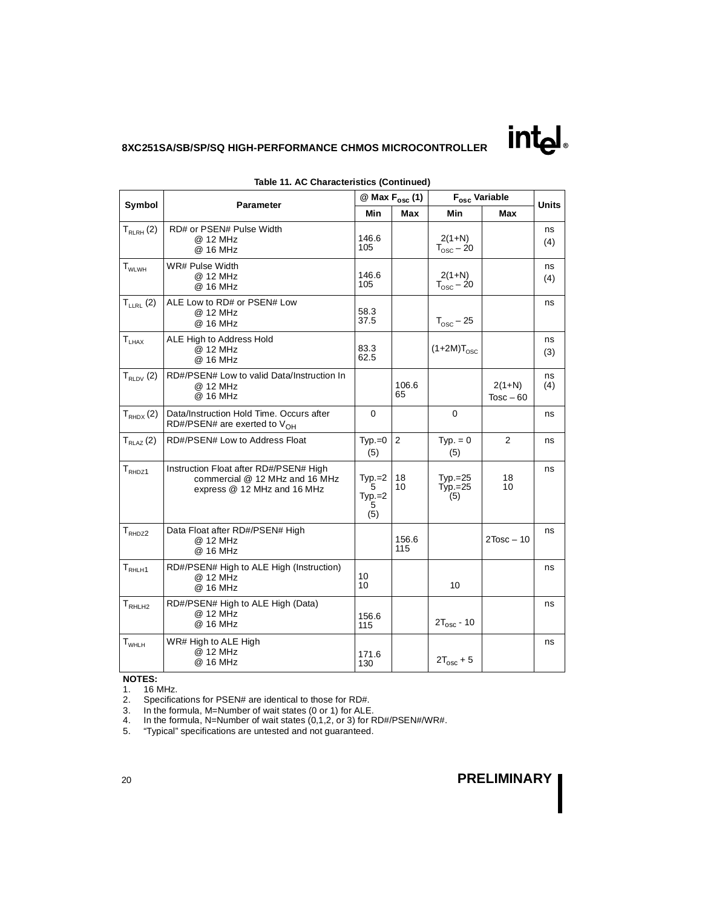**Table 11. AC Characteristics (Continued)**

| Symbol | Parameter | @ Max $F_{osc}$ (1) | | $F_{osc}$ Variable | | Units |
|---|---|---|---|---|---|---|
| | | Min | Max | Min | Max | |
| $T_{RLRH}$ (2) | RD# or PSEN# Pulse Width<br>@ 12 MHz<br>@ 16 MHz | 146.6<br>105 | | $2(1+N) T_{OSC} - 20$ | | ns<br>(4) |
| $T_{WLWH}$ | WR# Pulse Width<br>@ 12 MHz<br>@ 16 MHz | 146.6<br>105 | | $2(1+N) T_{OSC} - 20$ | | ns<br>(4) |
| $T_{LLRL}$ (2) | ALE Low to RD# or PSEN# Low<br>@ 12 MHz<br>@ 16 MHz | 58.3<br>37.5 | | $T_{OSC} - 25$ | | ns |
| $T_{LHAX}$ | ALE High to Address Hold<br>@ 12 MHz<br>@ 16 MHz | 83.3<br>62.5 | | $(1+2M)T_{OSC}$ | | ns<br>(3) |
| $T_{RLDV}$ (2) | RD#/PSEN# Low to valid Data/Instruction In<br>@ 12 MHz<br>@ 16 MHz | | 106.6<br>65 | | $2(1+N)$ Tosc – 60 | ns<br>(4) |
| $T_{RHDX}$ (2) | Data/Instruction Hold Time. Occurs after RD#/PSEN# are exerted to $V_{OH}$ | 0 | | 0 | | ns |
| $T_{RLAZ}$ (2) | RD#/PSEN# Low to Address Float | Typ.=0<br>(5) | 2 | Typ. = 0<br>(5) | 2 | ns |
| $T_{RHDZ1}$ | Instruction Float after RD#/PSEN# High<br>commercial @ 12 MHz and 16 MHz<br>express @ 12 MHz and 16 MHz | Typ.=25<br>Typ.=25<br>(5) | 18<br>10 | Typ.=25<br>Typ.=25<br>(5) | 18<br>10 | ns |
| $T_{RHDZ2}$ | Data Float after RD#/PSEN# High<br>@ 12 MHz<br>@ 16 MHz | | 156.6<br>115 | | 2Tosc – 10 | ns |
| $T_{RHLH1}$ | RD#/PSEN# High to ALE High (Instruction)<br>@ 12 MHz<br>@ 16 MHz | 10<br>10 | | 10 | | ns |
| $T_{RHLH2}$ | RD#/PSEN# High to ALE High (Data)<br>@ 12 MHz<br>@ 16 MHz | 156.6<br>115 | | $2T_{OSC}$ - 10 | | ns |
| $T_{WHLH}$ | WR# High to ALE High<br>@ 12 MHz<br>@ 16 MHz | 171.6<br>130 | | $2T_{OSC} + 5$ | | ns |

**NOTES:**

1. 16 MHz.
2. Specifications for PSEN# are identical to those for RD#.
3. In the formula, M=Number of wait states (0 or 1) for ALE.
4. In the formula, N=Number of wait states (0,1,2, or 3) for RD#/PSEN#/WR#.
5. "Typical" specifications are untested and not guaranteed.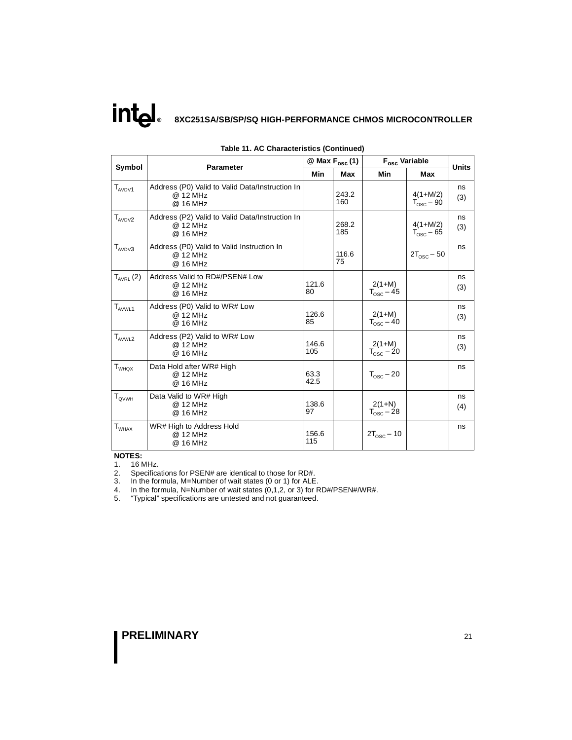**Table 11. AC Characteristics (Continued)**

| Symbol | Parameter | @ Max $F_{osc}$ (1) | | $F_{osc}$ Variable | | Units |
|---|---|---|---|---|---|---|
| | | Min | Max | Min | Max | |
| $T_{AVDV1}$ | Address (P0) Valid to Valid Data/Instruction In<br>@ 12 MHz<br>@ 16 MHz | | 243.2<br>160 | | $4(1+M/2)$<br>$T_{OSC} - 90$ | ns<br>(3) |
| $T_{AVDV2}$ | Address (P2) Valid to Valid Data/Instruction In<br>@ 12 MHz<br>@ 16 MHz | | 268.2<br>185 | | $4(1+M/2)$<br>$T_{OSC} - 65$ | ns<br>(3) |
| $T_{AVDV3}$ | Address (P0) Valid to Valid Instruction In<br>@ 12 MHz<br>@ 16 MHz | | 116.6<br>75 | | $2T_{OSC} - 50$ | ns |
| $T_{AVRL}$ (2) | Address Valid to RD#/PSEN# Low<br>@ 12 MHz<br>@ 16 MHz | 121.6<br>80 | | $2(1+M)$<br>$T_{OSC} - 45$ | | ns<br>(3) |
| $T_{AVWL1}$ | Address (P0) Valid to WR# Low<br>@ 12 MHz<br>@ 16 MHz | 126.6<br>85 | | $2(1+M)$<br>$T_{OSC} - 40$ | | ns<br>(3) |
| $T_{AVWL2}$ | Address (P2) Valid to WR# Low<br>@ 12 MHz<br>@ 16 MHz | 146.6<br>105 | | $2(1+M)$<br>$T_{OSC} - 20$ | | ns<br>(3) |
| $T_{WHQX}$ | Data Hold after WR# High<br>@ 12 MHz<br>@ 16 MHz | 63.3<br>42.5 | | $T_{OSC} - 20$ | | ns |
| $T_{QVWH}$ | Data Valid to WR# High<br>@ 12 MHz<br>@ 16 MHz | 138.6<br>97 | | $2(1+N)$<br>$T_{OSC} - 28$ | | ns<br>(4) |
| $T_{WHAX}$ | WR# High to Address Hold<br>@ 12 MHz<br>@ 16 MHz | 156.6<br>115 | | $2T_{OSC} - 10$ | | ns |

**NOTES:**

1. 16 MHz.
2. Specifications for PSEN# are identical to those for RD#.
3. In the formula, M=Number of wait states (0 or 1) for ALE.
4. In the formula, N=Number of wait states (0,1,2, or 3) for RD#/PSEN#/WR#.
5. "Typical" specifications are untested and not guaranteed.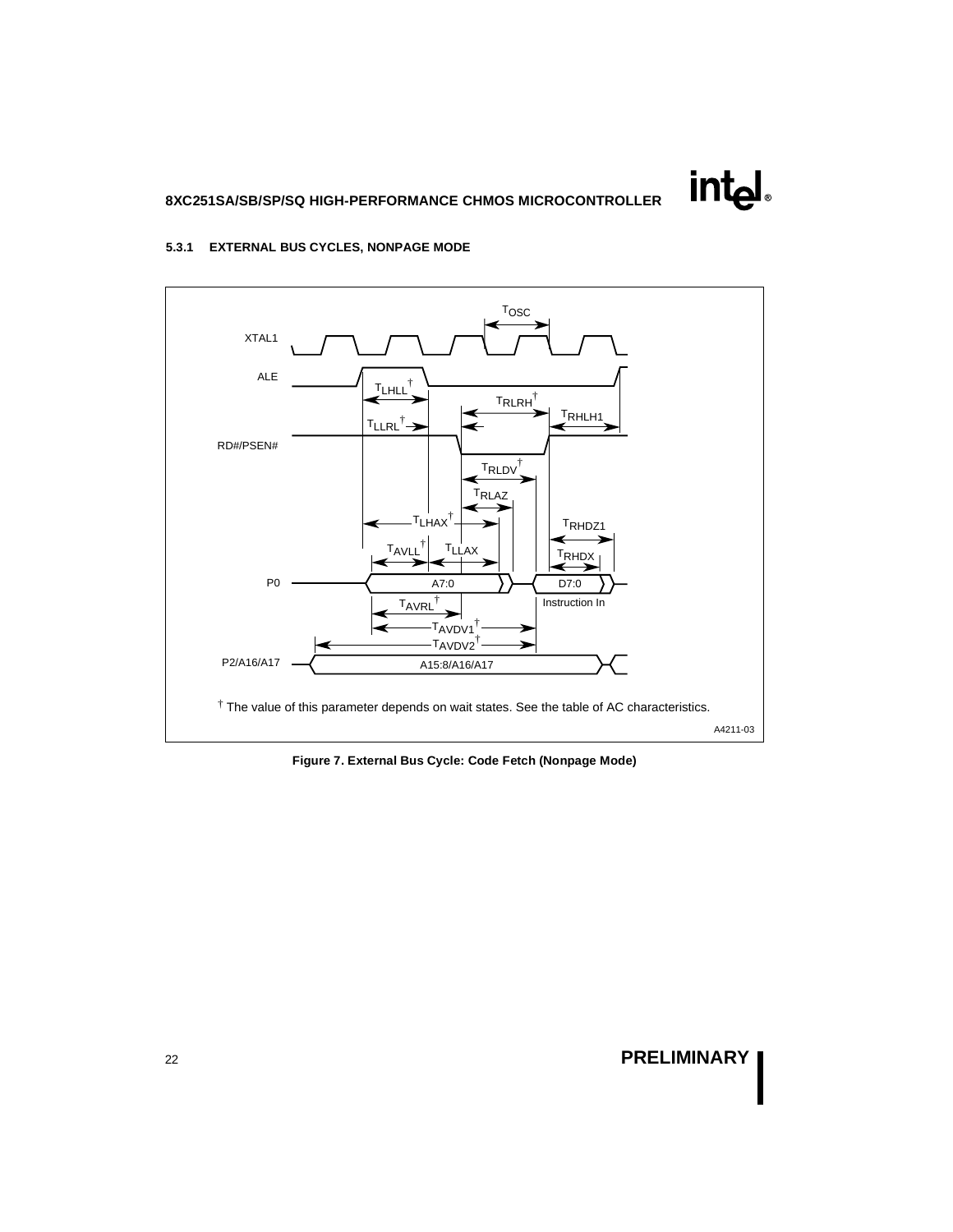### 5.3.1 EXTERNAL BUS CYCLES, NONPAGE MODE

XTAL1

ALE

RD#/PSEN#

P0

P2/A16/A17

$T_{OSC}$

$T_{LHLL}$†

$T_{RLRH}$†

$T_{RHLH1}$

$T_{LLRL}$†

$T_{RLDV}$†

$T_{RLAZ}$

$T_{LHAX}$†

$T_{RHDZ1}$

$T_{AVLL}$†

$T_{LLAX}$

$T_{RHDX}$

A7:0

D7:0

Instruction In

$T_{AVRL}$†

$T_{AVDV1}$†

$T_{AVDV2}$†

A15:8/A16/A17

† The value of this parameter depends on wait states. See the table of AC characteristics.

A4211-03

**Figure 7. External Bus Cycle: Code Fetch (Nonpage Mode)**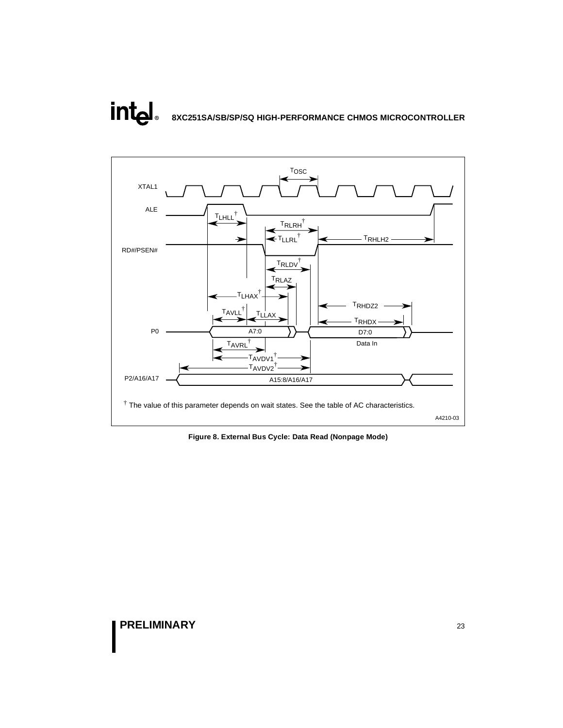† The value of this parameter depends on wait states. See the table of AC characteristics.

A4210-03

**Figure 8. External Bus Cycle: Data Read (Nonpage Mode)**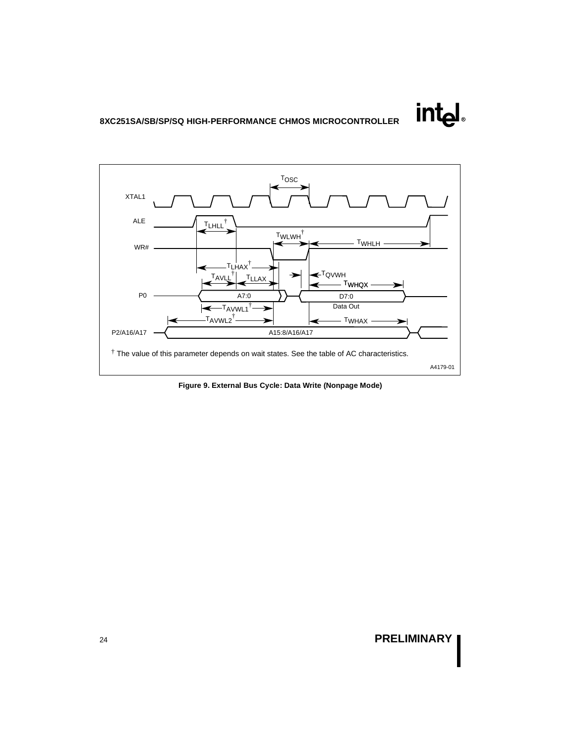$T_{OSC}$

XTAL1

ALE

WR#

P0

P2/A16/A17

$T_{LHLL}$†

$T_{WLWH}$†

$T_{WHLH}$

$T_{LHAX}$†

$T_{AVLL}$†

$T_{LLAX}$

$T_{QVWH}$

$T_{WHQX}$

A7:0

D7:0

Data Out

$T_{AVWL1}$†

$T_{AVWL2}$†

$T_{WHAX}$

A15:8/A16/A17

† The value of this parameter depends on wait states. See the table of AC characteristics.

A4179-01

**Figure 9. External Bus Cycle: Data Write (Nonpage Mode)**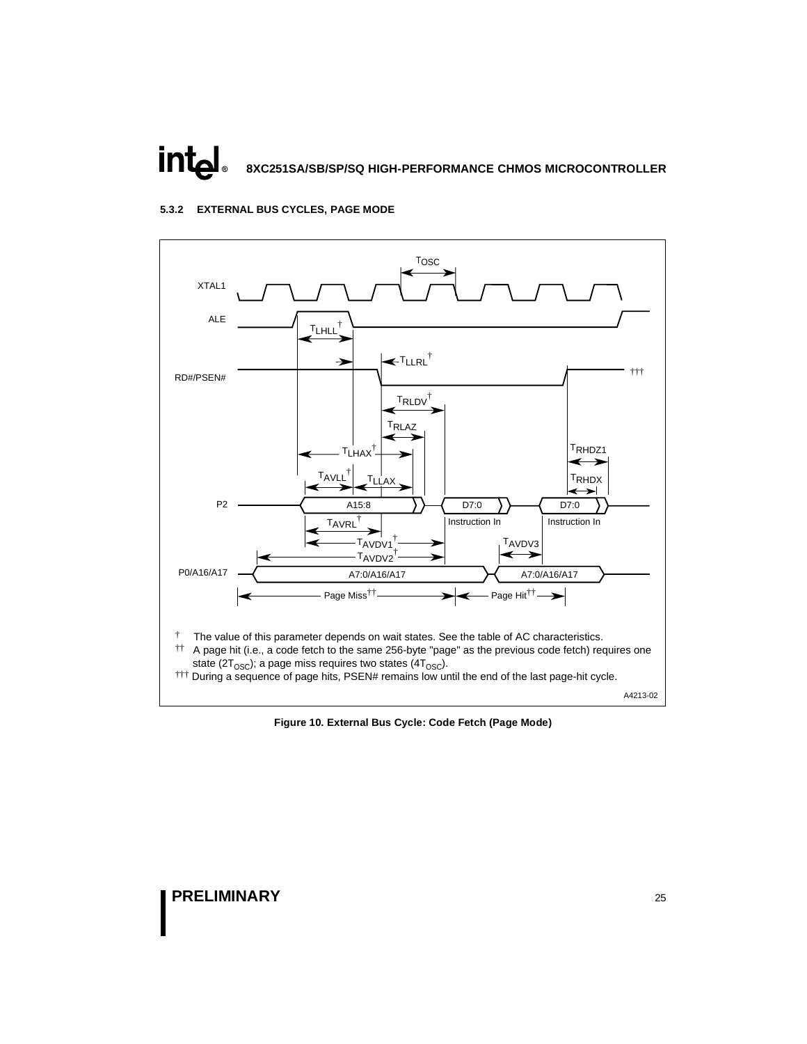#### 5.3.2 EXTERNAL BUS CYCLES, PAGE MODE

† The value of this parameter depends on wait states. See the table of AC characteristics.

†† A page hit (i.e., a code fetch to the same 256-byte "page" as the previous code fetch) requires one state ($2T_{OSC}$); a page miss requires two states ($4T_{OSC}$).

††† During a sequence of page hits, PSEN# remains low until the end of the last page-hit cycle.

A4213-02

**Figure 10. External Bus Cycle: Code Fetch (Page Mode)**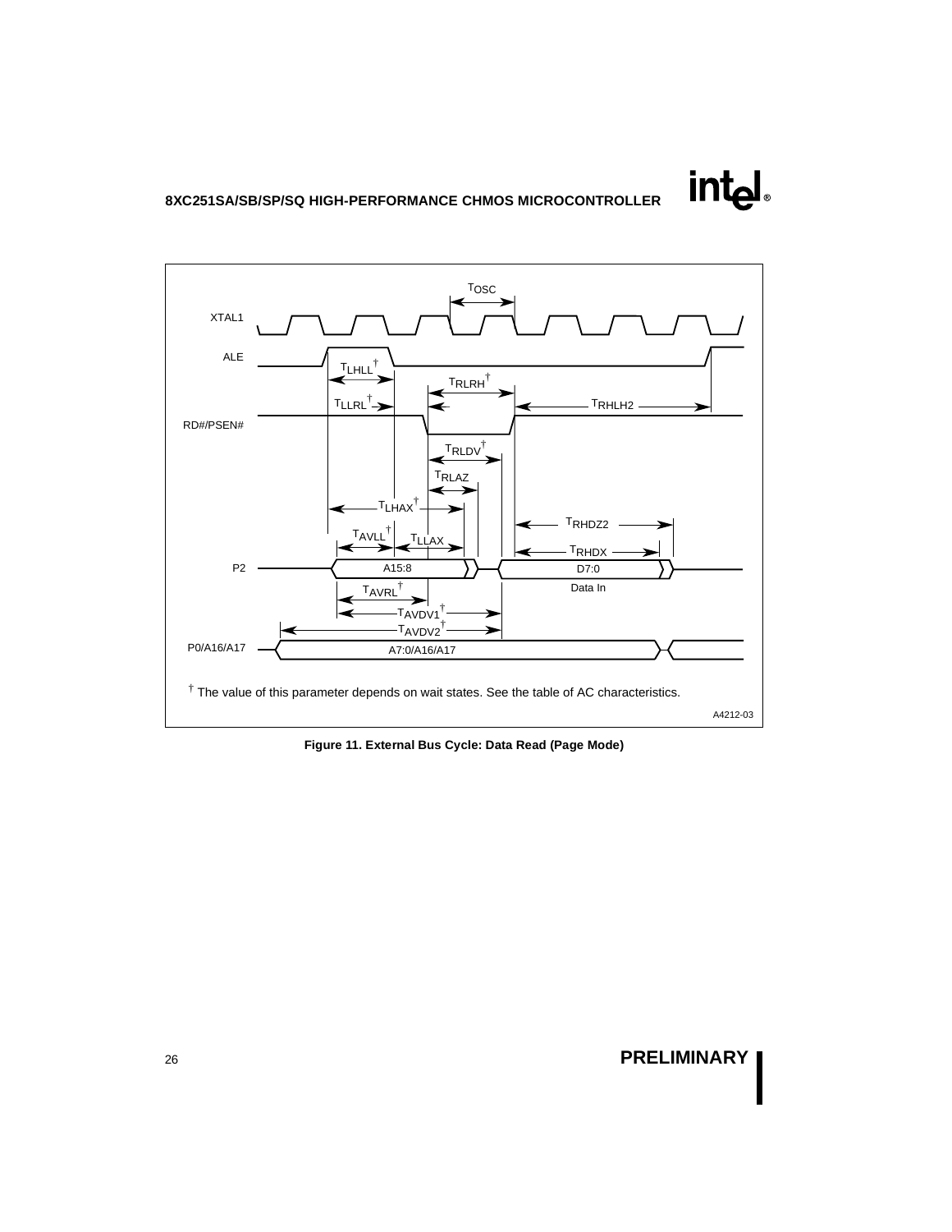$T_{OSC}$

XTAL1

ALE

RD#/PSEN#

P2

P0/A16/A17

$T_{LHLL}$†

$T_{RLRH}$†

$T_{LLRL}$†

$T_{RHLH2}$

$T_{RLDV}$†

$T_{RLAZ}$

$T_{LHAX}$†

$T_{RHDZ2}$

$T_{AVLL}$†

$T_{LLAX}$

$T_{RHDX}$

A15:8

D7:0

Data In

$T_{AVRL}$†

$T_{AVDV1}$†

$T_{AVDV2}$†

A7:0/A16/A17

† The value of this parameter depends on wait states. See the table of AC characteristics.

A4212-03

**Figure 11. External Bus Cycle: Data Read (Page Mode)**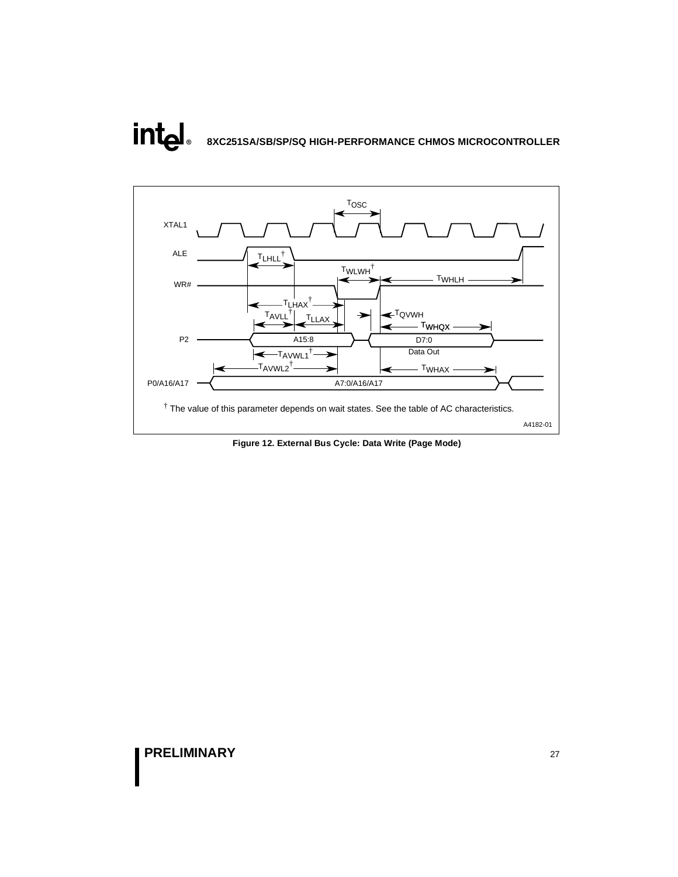XTAL1

ALE

WR#

P2

P0/A16/A17

$T_{OSC}$

$T_{LHLL}$ †

$T_{WLWH}$ †

$T_{WHLH}$

$T_{LHAX}$ †

$T_{AVLL}$ †

$T_{LLAX}$

$T_{QVWH}$

$T_{WHQX}$

A15:8

D7:0

Data Out

$T_{AVWL1}$ †

$T_{AVWL2}$ †

$T_{WHAX}$

A7:0/A16/A17

† The value of this parameter depends on wait states. See the table of AC characteristics.

A4182-01

**Figure 12. External Bus Cycle: Data Write (Page Mode)**

**PRELIMINARY**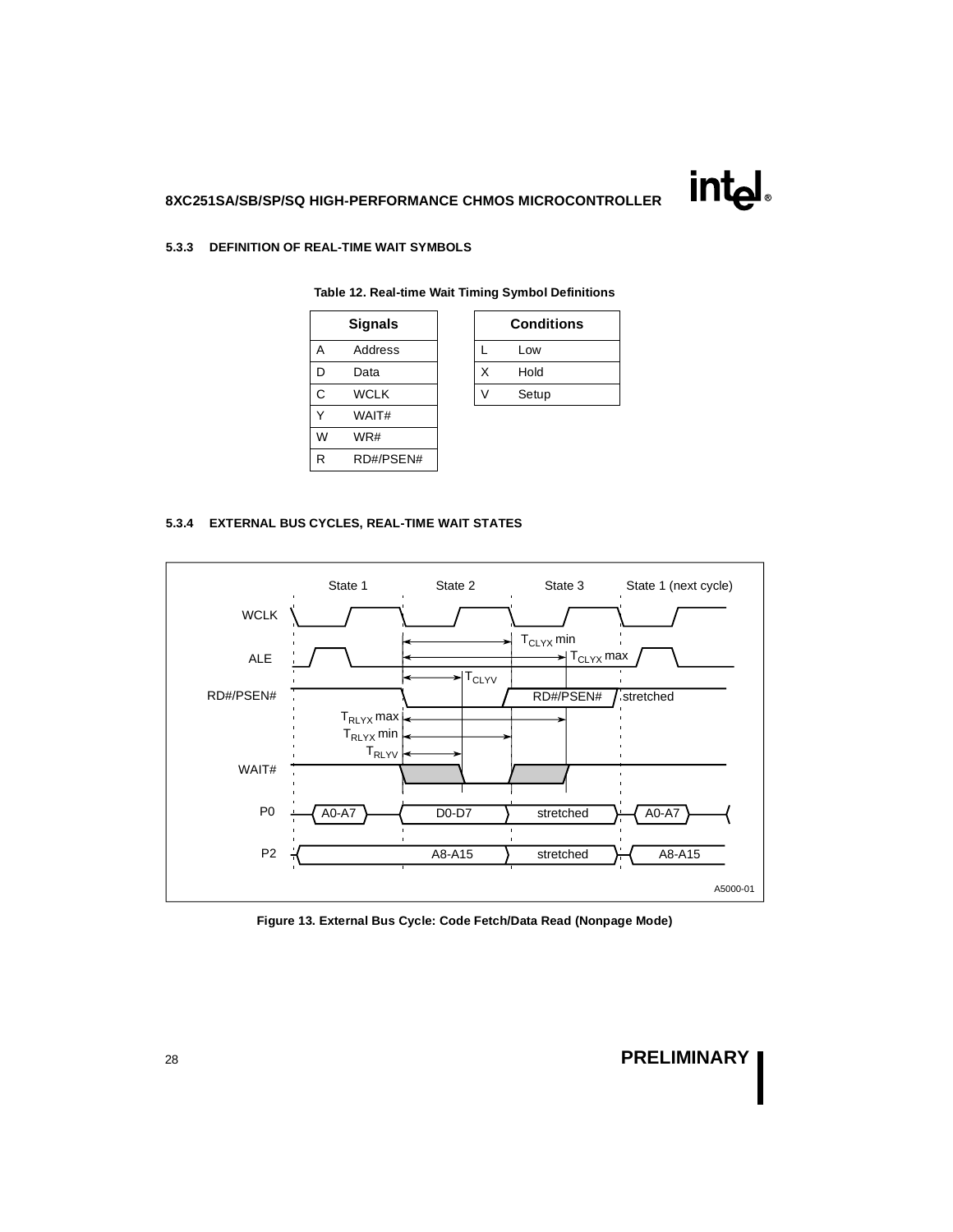### 5.3.3 DEFINITION OF REAL-TIME WAIT SYMBOLS

**Table 12. Real-time Wait Timing Symbol Definitions**

| Signals | |
|---|---|
| A | Address |
| D | Data |
| C | WCLK |
| Y | WAIT# |
| W | WR# |
| R | RD#/PSEN# |

| Conditions | |
|---|---|
| L | Low |
| X | Hold |
| V | Setup |

### 5.3.4 EXTERNAL BUS CYCLES, REAL-TIME WAIT STATES

**Figure 13. External Bus Cycle: Code Fetch/Data Read (Nonpage Mode)**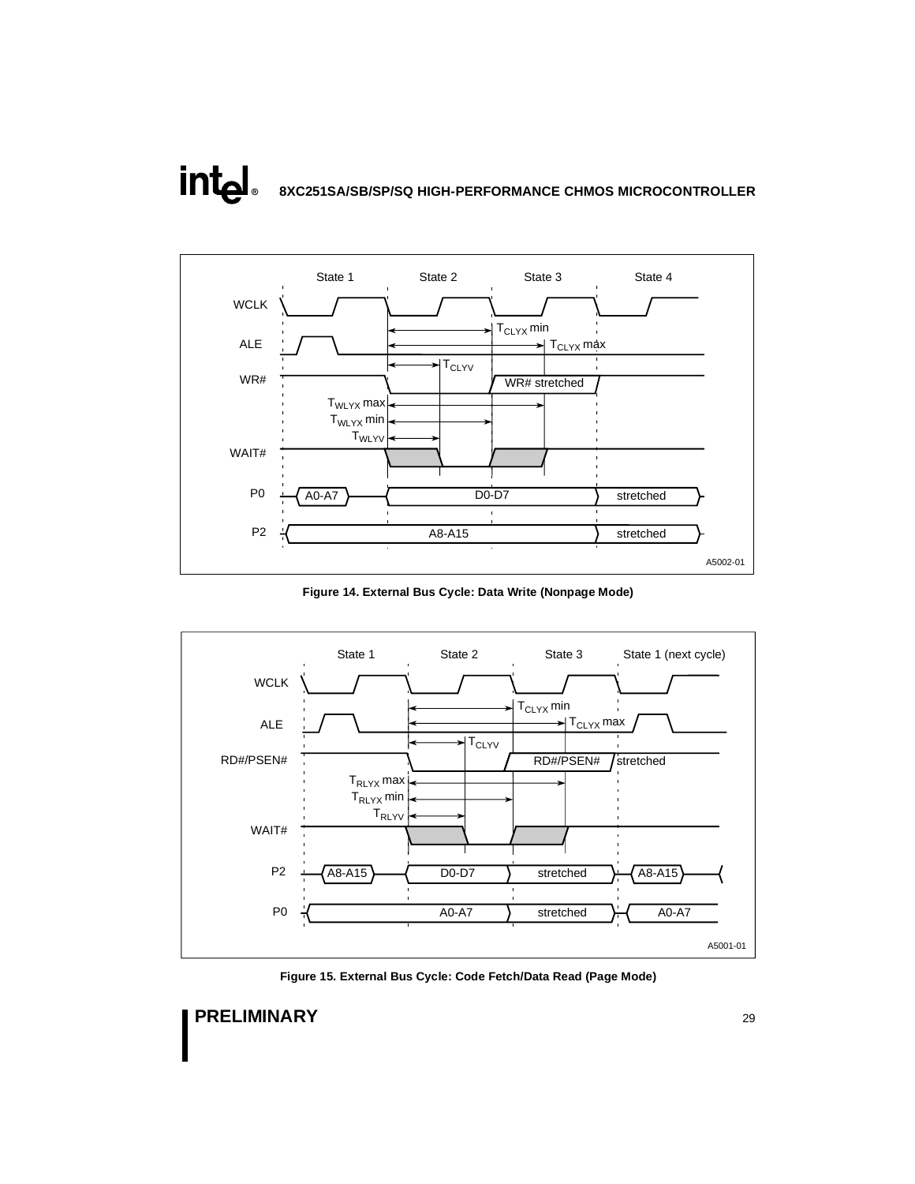Figure 14. External Bus Cycle: Data Write (Nonpage Mode)

Figure 15. External Bus Cycle: Code Fetch/Data Read (Page Mode)

**PRELIMINARY**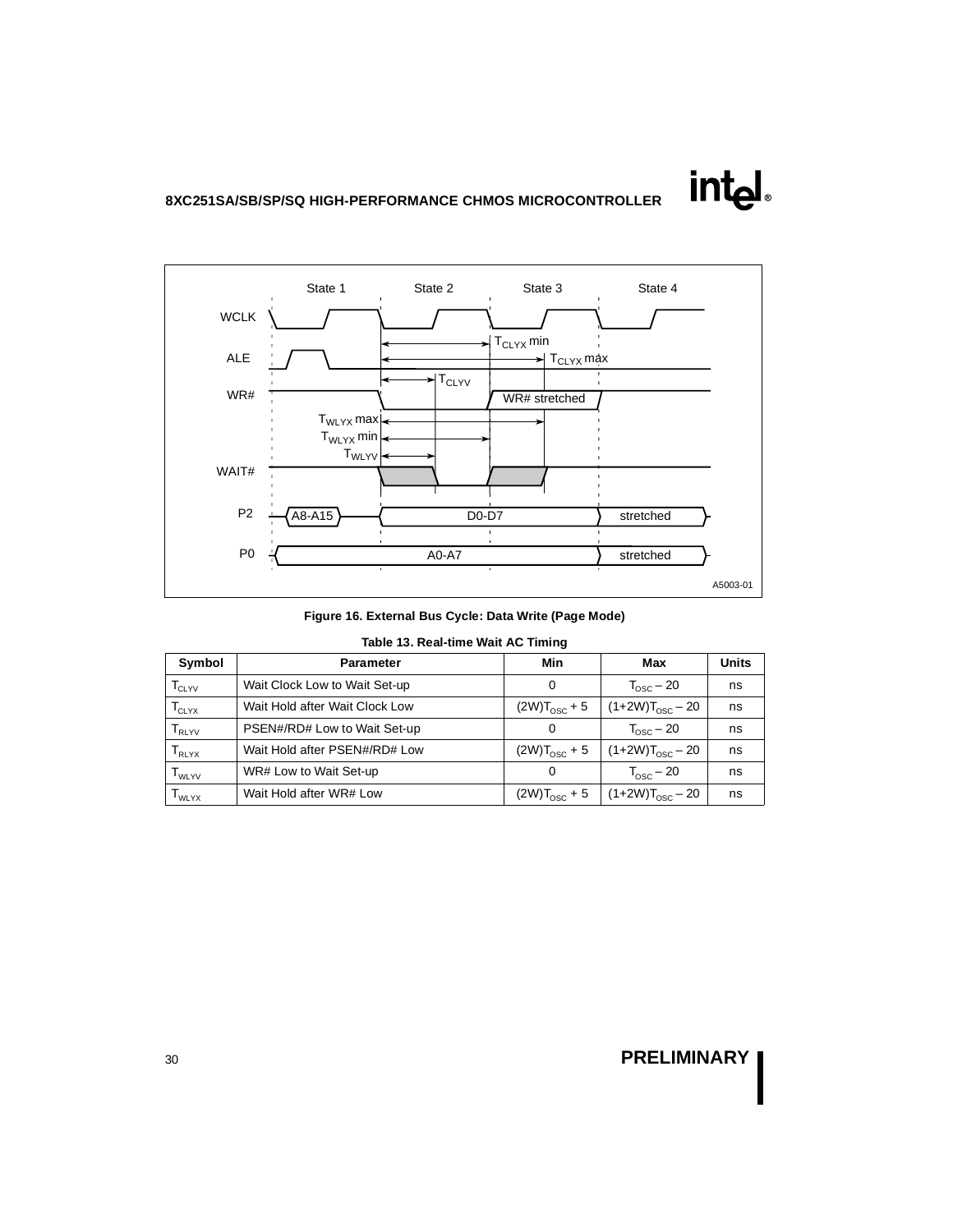**Figure 16. External Bus Cycle: Data Write (Page Mode)**

**Table 13. Real-time Wait AC Timing**

| Symbol | Parameter | Min | Max | Units |
|---|---|---|---|---|
| $T_{CLYV}$ | Wait Clock Low to Wait Set-up | 0 | $T_{OSC} - 20$ | ns |
| $T_{CLYX}$ | Wait Hold after Wait Clock Low | $(2W)T_{OSC} + 5$ | $(1+2W)T_{OSC} - 20$ | ns |
| $T_{RLYV}$ | PSEN#/RD# Low to Wait Set-up | 0 | $T_{OSC} - 20$ | ns |
| $T_{RLYX}$ | Wait Hold after PSEN#/RD# Low | $(2W)T_{OSC} + 5$ | $(1+2W)T_{OSC} - 20$ | ns |
| $T_{WLYV}$ | WR# Low to Wait Set-up | 0 | $T_{OSC} - 20$ | ns |
| $T_{WLYX}$ | Wait Hold after WR# Low | $(2W)T_{OSC} + 5$ | $(1+2W)T_{OSC} - 20$ | ns |

PRELIMINARY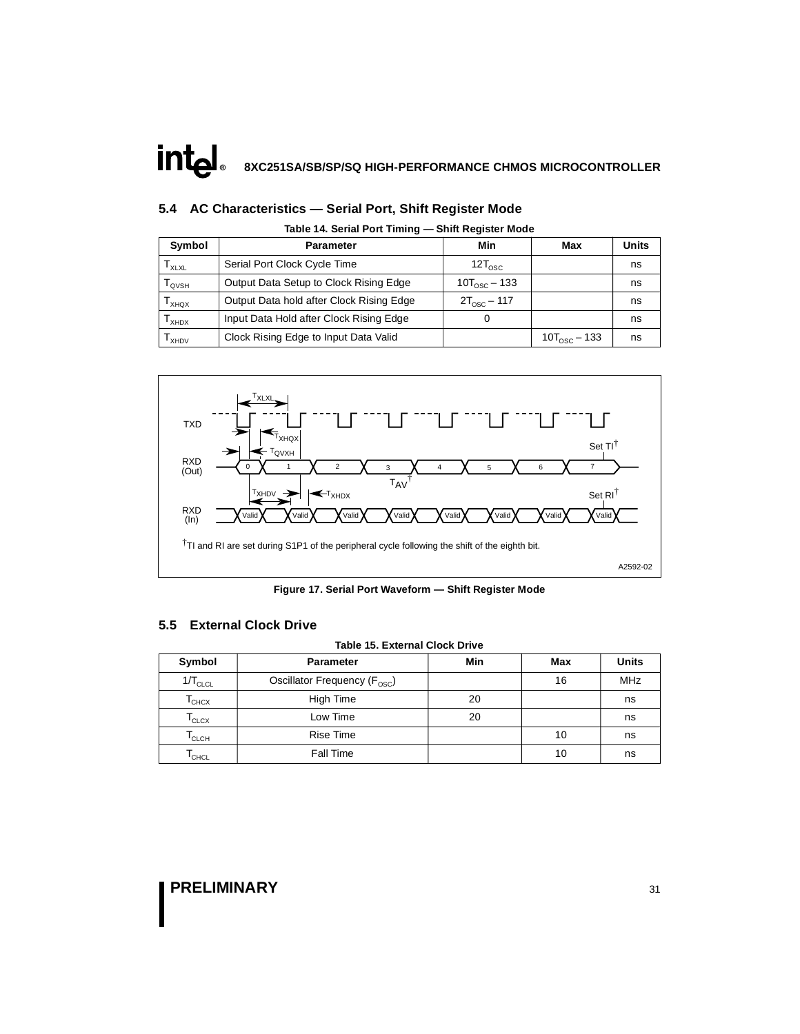## 5.4 AC Characteristics — Serial Port, Shift Register Mode

**Table 14. Serial Port Timing — Shift Register Mode**

| Symbol | Parameter | Min | Max | Units |
|---|---|---|---|---|
| $T_{XLXL}$ | Serial Port Clock Cycle Time | $12T_{OSC}$ | | ns |
| $T_{QVSH}$ | Output Data Setup to Clock Rising Edge | $10T_{OSC} – 133$ | | ns |
| $T_{XHQX}$ | Output Data hold after Clock Rising Edge | $2T_{OSC} – 117$ | | ns |
| $T_{XHDX}$ | Input Data Hold after Clock Rising Edge | 0 | | ns |
| $T_{XHDV}$ | Clock Rising Edge to Input Data Valid | | $10T_{OSC} – 133$ | ns |

†TI and RI are set during S1P1 of the peripheral cycle following the shift of the eighth bit.

A2592-02

**Figure 17. Serial Port Waveform — Shift Register Mode**

## 5.5 External Clock Drive

**Table 15. External Clock Drive**

| Symbol | Parameter | Min | Max | Units |
|---|---|---|---|---|
| $1/T_{CLCL}$ | Oscillator Frequency ($F_{OSC}$) | | 16 | MHz |
| $T_{CHCX}$ | High Time | 20 | | ns |
| $T_{CLCX}$ | Low Time | 20 | | ns |
| $T_{CLCH}$ | Rise Time | | 10 | ns |
| $T_{CHCL}$ | Fall Time | | 10 | ns |

**PRELIMINARY**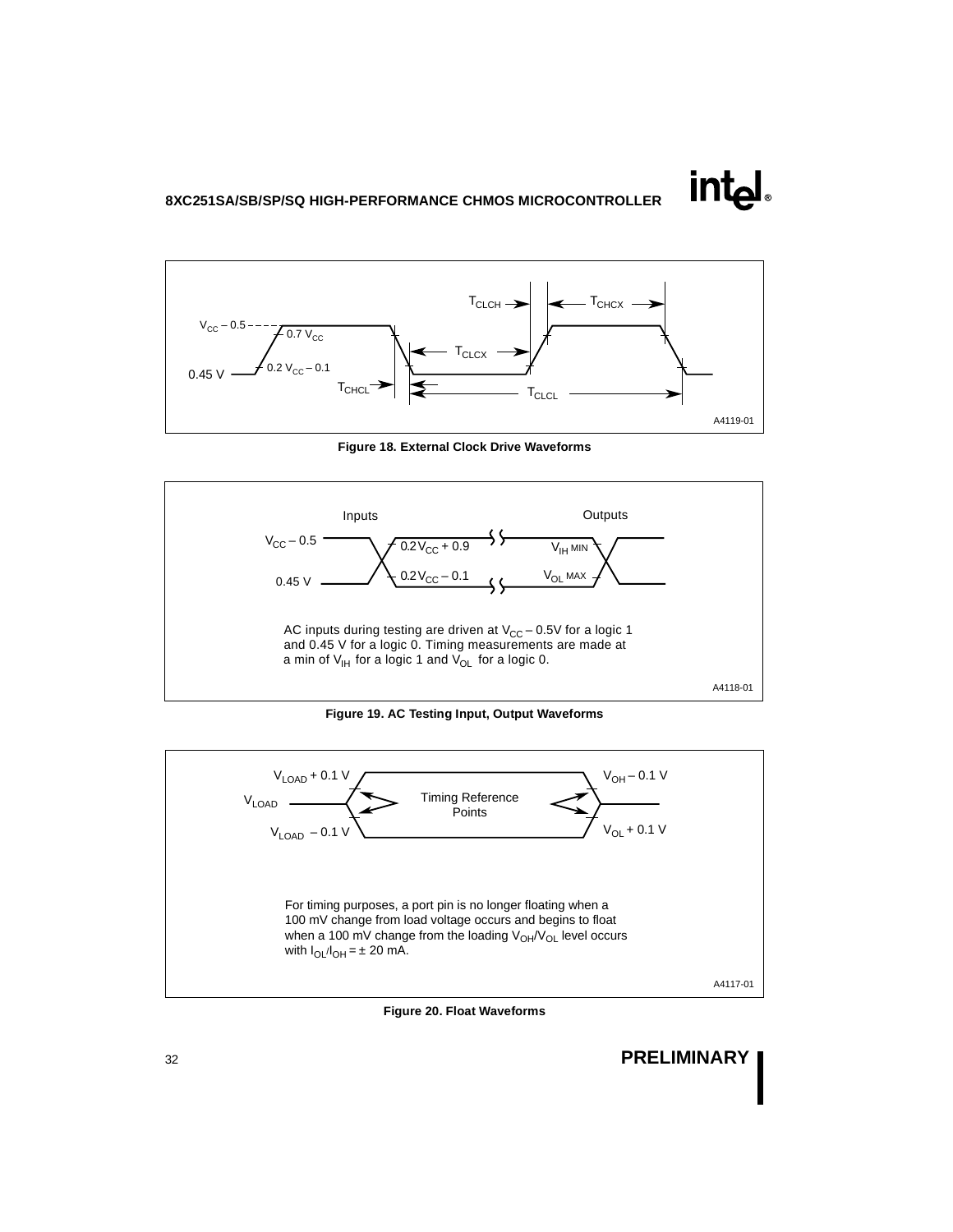Figure 18. External Clock Drive Waveforms

AC inputs during testing are driven at $V_{CC}$ – 0.5V for a logic 1 and 0.45 V for a logic 0. Timing measurements are made at a min of $V_{IH}$ for a logic 1 and $V_{OL}$ for a logic 0.

Figure 19. AC Testing Input, Output Waveforms

For timing purposes, a port pin is no longer floating when a 100 mV change from load voltage occurs and begins to float when a 100 mV change from the loading $V_{OH}$/$V_{OL}$ level occurs with $I_{OL}$/$I_{OH}$ = ± 20 mA.

Figure 20. Float Waveforms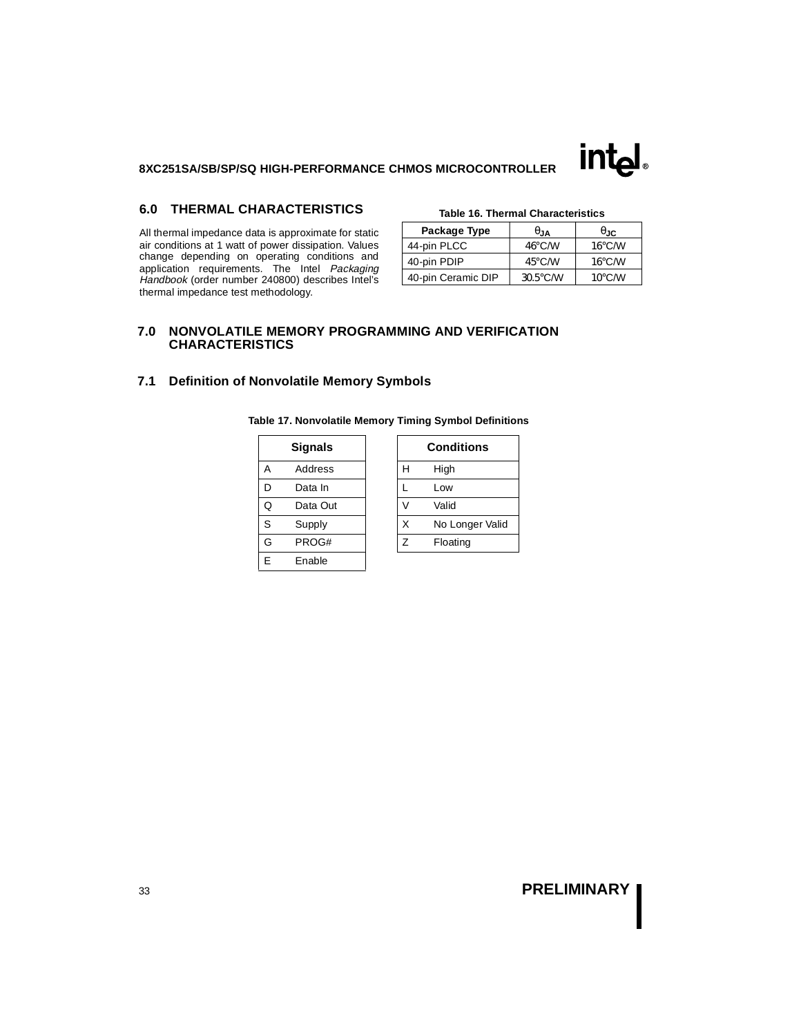## 6.0 THERMAL CHARACTERISTICS

All thermal impedance data is approximate for static air conditions at 1 watt of power dissipation. Values change depending on operating conditions and application requirements. The Intel *Packaging Handbook* (order number 240800) describes Intel's thermal impedance test methodology.

**Table 16. Thermal Characteristics**

| Package Type | $\theta_{JA}$ | $\theta_{JC}$ |
|---|---|---|
| 44-pin PLCC | 46°C/W | 16°C/W |
| 40-pin PDIP | 45°C/W | 16°C/W |
| 40-pin Ceramic DIP | 30.5°C/W | 10°C/W |

## 7.0 NONVOLATILE MEMORY PROGRAMMING AND VERIFICATION CHARACTERISTICS

### 7.1 Definition of Nonvolatile Memory Symbols

**Table 17. Nonvolatile Memory Timing Symbol Definitions**

| Signals | |
|---|---|
| A | Address |
| D | Data In |
| Q | Data Out |
| S | Supply |
| G | PROG# |
| E | Enable |

| Conditions | |
|---|---|
| H | High |
| L | Low |
| V | Valid |
| X | No Longer Valid |
| Z | Floating |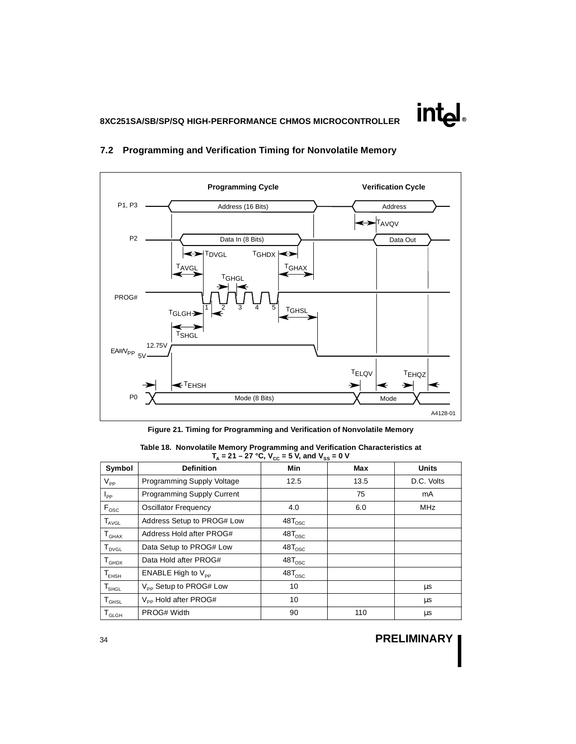## 7.2 Programming and Verification Timing for Nonvolatile Memory

**Figure 21. Timing for Programming and Verification of Nonvolatile Memory**

**Table 18. Nonvolatile Memory Programming and Verification Characteristics at $T_A$ = 21 – 27 °C, $V_{CC}$ = 5 V, and $V_{SS}$ = 0 V**

| Symbol | Definition | Min | Max | Units |
|---|---|---|---|---|
| $V_{PP}$ | Programming Supply Voltage | 12.5 | 13.5 | D.C. Volts |
| $I_{PP}$ | Programming Supply Current | | 75 | mA |
| $F_{OSC}$ | Oscillator Frequency | 4.0 | 6.0 | MHz |
| $T_{AVGL}$ | Address Setup to PROG# Low | $48T_{OSC}$ | | |
| $T_{GHAX}$ | Address Hold after PROG# | $48T_{OSC}$ | | |
| $T_{DVGL}$ | Data Setup to PROG# Low | $48T_{OSC}$ | | |
| $T_{GHDX}$ | Data Hold after PROG# | $48T_{OSC}$ | | |
| $T_{EHSH}$ | ENABLE High to $V_{PP}$ | $48T_{OSC}$ | | |
| $T_{SHGL}$ | $V_{PP}$ Setup to PROG# Low | 10 | | µs |
| $T_{GHSL}$ | $V_{PP}$ Hold after PROG# | 10 | | µs |
| $T_{GLGH}$ | PROG# Width | 90 | 110 | µs |

**PRELIMINARY**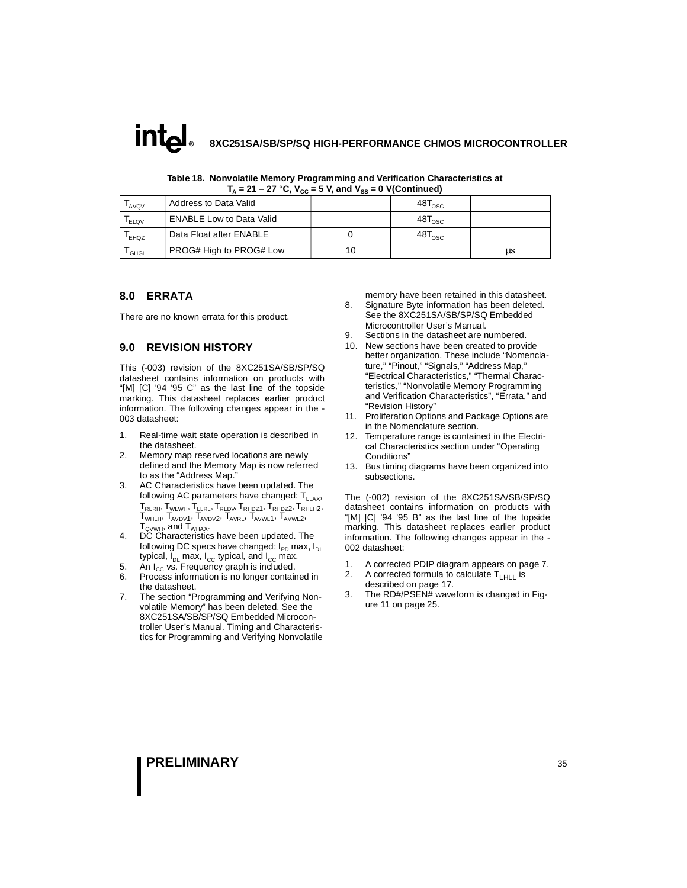**Table 18. Nonvolatile Memory Programming and Verification Characteristics at $T_A$ = 21 – 27 °C, $V_{CC}$ = 5 V, and $V_{SS}$ = 0 V(Continued)**

| | | | | |
|---|---|---|---|---|
| $T_{AVQV}$ | Address to Data Valid | | $48T_{OSC}$ | |
| $T_{ELQV}$ | ENABLE Low to Data Valid | | $48T_{OSC}$ | |
| $T_{EHQZ}$ | Data Float after ENABLE | 0 | $48T_{OSC}$ | |
| $T_{GHGL}$ | PROG# High to PROG# Low | 10 | | µs |

## 8.0 ERRATA

There are no known errata for this product.

## 9.0 REVISION HISTORY

This (-003) revision of the 8XC251SA/SB/SP/SQ datasheet contains information on products with "[M] [C] '94 '95 C" as the last line of the topside marking. This datasheet replaces earlier product information. The following changes appear in the -003 datasheet:

1. Real-time wait state operation is described in the datasheet.
2. Memory map reserved locations are newly defined and the Memory Map is now referred to as the "Address Map."
3. AC Characteristics have been updated. The following AC parameters have changed: $T_{LLAX}$, $T_{RLRH}$, $T_{WLWH}$, $T_{LLRL}$, $T_{RLDV}$, $T_{RHDZ1}$, $T_{RHDZ2}$, $T_{RHLH2}$, $T_{WHLH}$, $T_{AVDV1}$, $T_{AVDV2}$, $T_{AVRL}$, $T_{AVWL1}$, $T_{AVWL2}$, $T_{QVWH}$, and $T_{WHAX}$.
4. DC Characteristics have been updated. The following DC specs have changed: $I_{PD}$ max, $I_{DL}$ typical, $I_{DL}$ max, $I_{CC}$ typical, and $I_{CC}$ max.
5. An $I_{CC}$ vs. Frequency graph is included.
6. Process information is no longer contained in the datasheet.
7. The section "Programming and Verifying Nonvolatile Memory" has been deleted. See the 8XC251SA/SB/SP/SQ Embedded Microcontroller User's Manual. Timing and Characteristics for Programming and Verifying Nonvolatile memory have been retained in this datasheet.
8. Signature Byte information has been deleted. See the 8XC251SA/SB/SP/SQ Embedded Microcontroller User's Manual.
9. Sections in the datasheet are numbered.
10. New sections have been created to provide better organization. These include "Nomenclature," "Pinout," "Signals," "Address Map," "Electrical Characteristics," "Thermal Characteristics," "Nonvolatile Memory Programming and Verification Characteristics", "Errata," and "Revision History"
11. Proliferation Options and Package Options are in the Nomenclature section.
12. Temperature range is contained in the Electrical Characteristics section under "Operating Conditions"
13. Bus timing diagrams have been organized into subsections.

The (-002) revision of the 8XC251SA/SB/SP/SQ datasheet contains information on products with "[M] [C] '94 '95 B" as the last line of the topside marking. This datasheet replaces earlier product information. The following changes appear in the -002 datasheet:

1. A corrected PDIP diagram appears on page 7.
2. A corrected formula to calculate $T_{LHLL}$ is described on page 17.
3. The RD#/PSEN# waveform is changed in Figure 11 on page 25.

**PRELIMINARY**